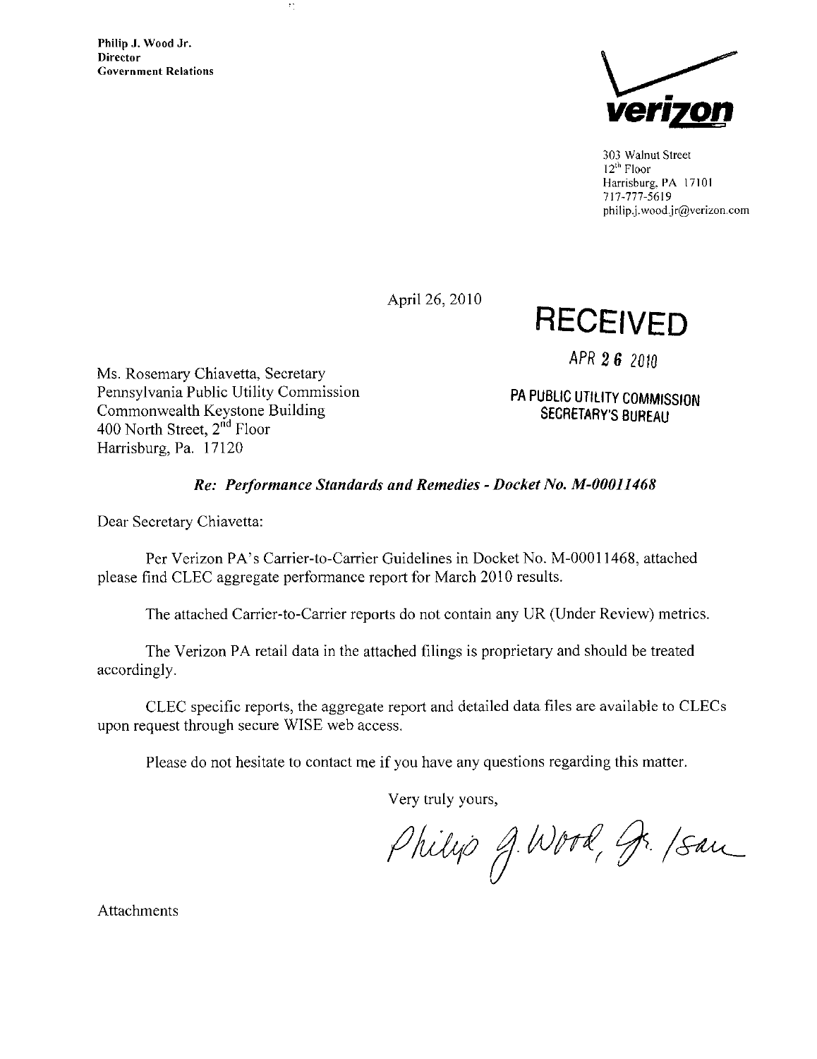Philip J. Wood Jr.
Director
Government Relations

verizon

303 Walnut Street
12[th] Floor
Harrisburg, PA 17101
717-777-5619
philip.j.wood.jr@verizon.com

April 26, 2010

**RECEIVED**

APR 26 2010

PA PUBLIC UTILITY COMMISSION
SECRETARY'S BUREAU

Ms. Rosemary Chiavetta, Secretary
Pennsylvania Public Utility Commission
Commonwealth Keystone Building
400 North Street, 2[nd] Floor
Harrisburg, Pa. 17120

***Re: Performance Standards and Remedies - Docket No. M-00011468***

Dear Secretary Chiavetta:

Per Verizon PA's Carrier-to-Carrier Guidelines in Docket No. M-00011468, attached please find CLEC aggregate performance report for March 2010 results.

The attached Carrier-to-Carrier reports do not contain any UR (Under Review) metrics.

The Verizon PA retail data in the attached filings is proprietary and should be treated accordingly.

CLEC specific reports, the aggregate report and detailed data files are available to CLECs upon request through secure WISE web access.

Please do not hesitate to contact me if you have any questions regarding this matter.

Very truly yours,

Philip J. Wood, Jr. /sau

Attachments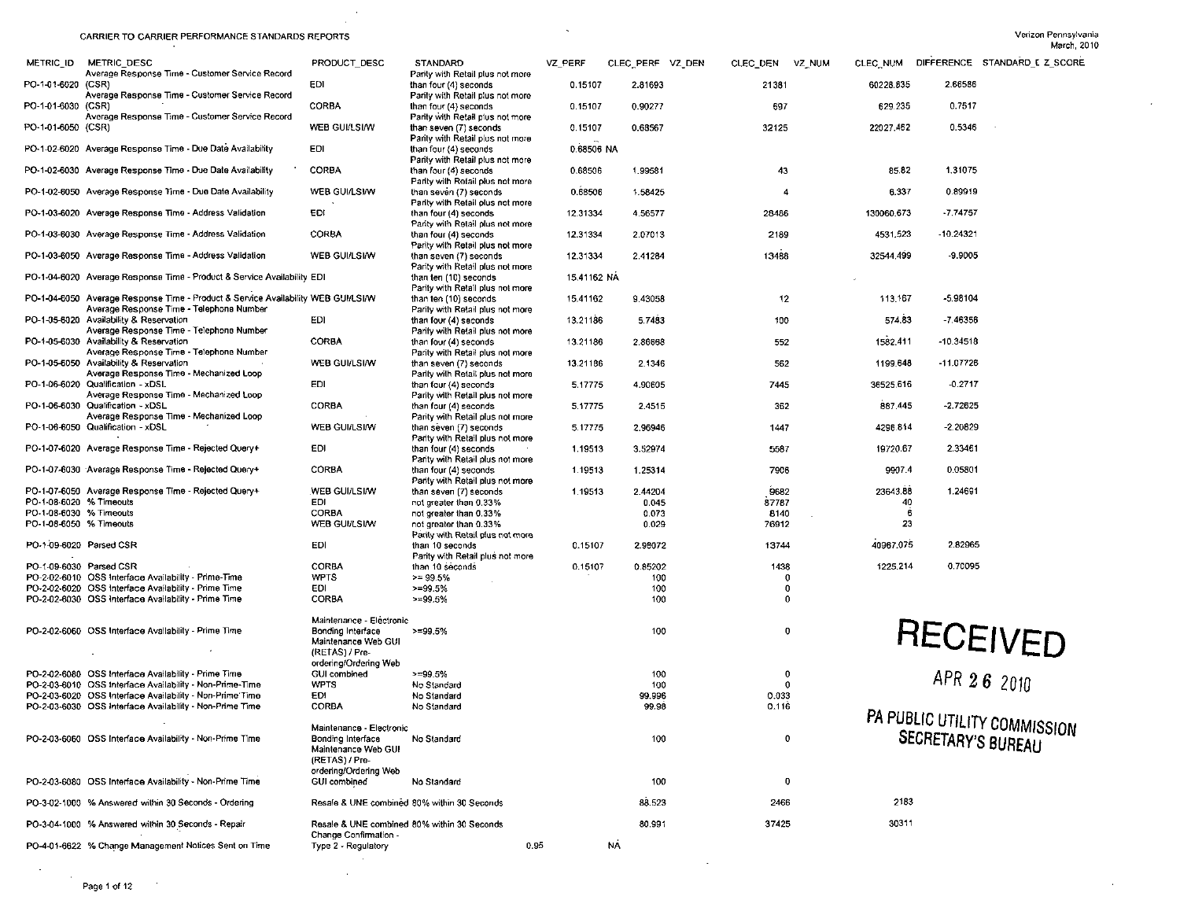CARRIER TO CARRIER PERFORMANCE STANDARDS REPORTS

Verizon Pennsylvania
March, 2010

| METRIC_ID | METRIC_DESC | PRODUCT_DESC | STANDARD | VZ_PERF | CLEC_PERF | VZ_DEN | CLEC_DEN | VZ_NUM | CLEC_NUM | DIFFERENCE | STANDARD_E | Z_SCORE |
|---|---|---|---|---|---|---|---|---|---|---|---|---|
| PO-1-01-6020 | Average Response Time - Customer Service Record (CSR) | EDI | Parity with Retail plus not more than four (4) seconds | 0.15107 | 2.81693 | | 21381 | | 60228.835 | 2.66586 | | |
| PO-1-01-6030 | Average Response Time - Customer Service Record (CSR) | CORBA | Parity with Retail plus not more than four (4) seconds | 0.15107 | 0.90277 | | 697 | | 629.235 | 0.7517 | | |
| PO-1-01-6050 | Average Response Time - Customer Service Record (CSR) | WEB GUI/LSI/W | Parity with Retail plus not more than seven (7) seconds | 0.15107 | 0.68567 | | 32125 | | 22027.462 | 0.5346 | | |
| PO-1-02-6020 | Average Response Time - Due Date Availability | EDI | Parity with Retail plus not more than four (4) seconds | 0.68506 | NA | | | | | | | |
| PO-1-02-6030 | Average Response Time - Due Date Availability | CORBA | Parity with Retail plus not more than four (4) seconds | 0.68506 | 1.99581 | | 43 | | 85.82 | 1.31075 | | |
| PO-1-02-6050 | Average Response Time - Due Date Availability | WEB GUI/LSI/W | Parity with Retail plus not more than seven (7) seconds | 0.68506 | 1.58425 | | 4 | | 6.337 | 0.89919 | | |
| PO-1-03-6020 | Average Response Time - Address Validation | EDI | Parity with Retail plus not more than four (4) seconds | 12.31334 | 4.56577 | | 28486 | | 130060.673 | -7.74757 | | |
| PO-1-03-6030 | Average Response Time - Address Validation | CORBA | Parity with Retail plus not more than four (4) seconds | 12.31334 | 2.07013 | | 2189 | | 4531.523 | -10.24321 | | |
| PO-1-03-6050 | Average Response Time - Address Validation | WEB GUI/LSI/W | Parity with Retail plus not more than seven (7) seconds | 12.31334 | 2.41284 | | 13488 | | 32544.499 | -9.9005 | | |
| PO-1-04-6020 | Average Response Time - Product & Service Availability | EDI | Parity with Retail plus not more than ten (10) seconds | 15.41162 | NA | | | | | | | |
| PO-1-04-6050 | Average Response Time - Product & Service Availability | WEB GUI/LSI/W | Parity with Retail plus not more than ten (10) seconds | 15.41162 | 9.43058 | | 12 | | 113.167 | -5.98104 | | |
| PO-1-05-6020 | Average Response Time - Telephone Number Availability & Reservation | EDI | Parity with Retail plus not more than four (4) seconds | 13.21186 | 5.7483 | | 100 | | 574.83 | -7.46356 | | |
| PO-1-05-6030 | Average Response Time - Telephone Number Availability & Reservation | CORBA | Parity with Retail plus not more than four (4) seconds | 13.21186 | 2.86668 | | 552 | | 1582.411 | -10.34518 | | |
| PO-1-05-6050 | Average Response Time - Telephone Number Availability & Reservation | WEB GUI/LSI/W | Parity with Retail plus not more than seven (7) seconds | 13.21186 | 2.1346 | | 562 | | 1199.648 | -11.07726 | | |
| PO-1-06-6020 | Average Response Time - Mechanized Loop Qualification - xDSL | EDI | Parity with Retail plus not more than four (4) seconds | 5.17775 | 4.90605 | | 7445 | | 36525.616 | -0.2717 | | |
| PO-1-06-6030 | Average Response Time - Mechanized Loop Qualification - xDSL | CORBA | Parity with Retail plus not more than four (4) seconds | 5.17775 | 2.4515 | | 362 | | 887.445 | -2.72625 | | |
| PO-1-06-6050 | Average Response Time - Mechanized Loop Qualification - xDSL | WEB GUI/LSI/W | Parity with Retail plus not more than seven (7) seconds | 5.17775 | 2.96946 | | 1447 | | 4296.814 | -2.20829 | | |
| PO-1-07-6020 | Average Response Time - Rejected Query+ | EDI | Parity with Retail plus not more than four (4) seconds | 1.19513 | 3.52974 | | 5587 | | 19720.67 | 2.33461 | | |
| PO-1-07-6030 | Average Response Time - Rejected Query+ | CORBA | Parity with Retail plus not more than four (4) seconds | 1.19513 | 1.25314 | | 7906 | | 9907.4 | 0.05801 | | |
| PO-1-07-6050 | Average Response Time - Rejected Query+ | WEB GUI/LSI/W | Parity with Retail plus not more than seven (7) seconds | 1.19513 | 2.44204 | | 9682 | | 23643.88 | 1.24691 | | |
| PO-1-08-6020 | % Timeouts | EDI | not greater than 0.33% | | 0.045 | | 87787 | | 40 | | | |
| PO-1-08-6030 | % Timeouts | CORBA | not greater than 0.33% | | 0.073 | | 8140 | | 6 | | | |
| PO-1-08-6050 | % Timeouts | WEB GUI/LSI/W | not greater than 0.33% | | 0.029 | | 76912 | | 23 | | | |
| PO-1-09-6020 | Parsed CSR | EDI | Parity with Retail plus not more than 10 seconds | 0.15107 | 2.98072 | | 13744 | | 40967.075 | 2.82965 | | |
| PO-1-09-6030 | Parsed CSR | CORBA | Parity with Retail plus not more than 10 seconds | 0.15107 | 0.85202 | | 1438 | | 1225.214 | 0.70095 | | |
| PO-2-02-6010 | OSS Interface Availability - Prime-Time | WPTS | >= 99.5% | | 100 | | 0 | | | | | |
| PO-2-02-6020 | OSS Interface Availability - Prime Time | EDI | >=99.5% | | 100 | | 0 | | | | | |
| PO-2-02-6030 | OSS Interface Availability - Prime Time | CORBA | >=99.5% | | 100 | | 0 | | | | | |
| PO-2-02-6060 | OSS Interface Availability - Prime Time | Maintenance - Electronic Bonding Interface | >=99.5% | | 100 | | 0 | | | | | |
| PO-2-02-6080 | OSS Interface Availability - Prime Time | Maintenance Web GUI (RETAS) / Pre-ordering/Ordering Web GUI combined | >=99.5% | | 100 | | 0 | | | | | |
| PO-2-03-6010 | OSS Interface Availability - Non-Prime-Time | WPTS | No Standard | | 100 | | 0 | | | | | |
| PO-2-03-6020 | OSS Interface Availability - Non-Prime Time | EDI | No Standard | | 99.996 | | 0.033 | | | | | |
| PO-2-03-6030 | OSS Interface Availability - Non-Prime Time | CORBA | No Standard | | 99.98 | | 0.116 | | | | | |
| PO-2-03-6060 | OSS Interface Availability - Non-Prime Time | Maintenance - Electronic Bonding Interface | No Standard | | 100 | | 0 | | | | | |
| PO-2-03-6080 | OSS Interface Availability - Non-Prime Time | Maintenance Web GUI (RETAS) / Pre-ordering/Ordering Web GUI combined | No Standard | | 100 | | 0 | | | | | |
| PO-3-02-1000 | % Answered within 30 Seconds - Ordering | Resale & UNE combined | 80% within 30 Seconds | | 88.523 | | 2466 | | 2183 | | | |
| PO-3-04-1000 | % Answered within 30 Seconds - Repair | Resale & UNE combined | 80% within 30 Seconds | | 80.991 | | 37425 | | 30311 | | | |
| PO-4-01-6622 | % Change Management Notices Sent on Time | Change Confirmation - Type 2 - Regulatory | 0.95 | | NA | | | | | | | |

RECEIVED

APR 26 2010

PA PUBLIC UTILITY COMMISSION
SECRETARY'S BUREAU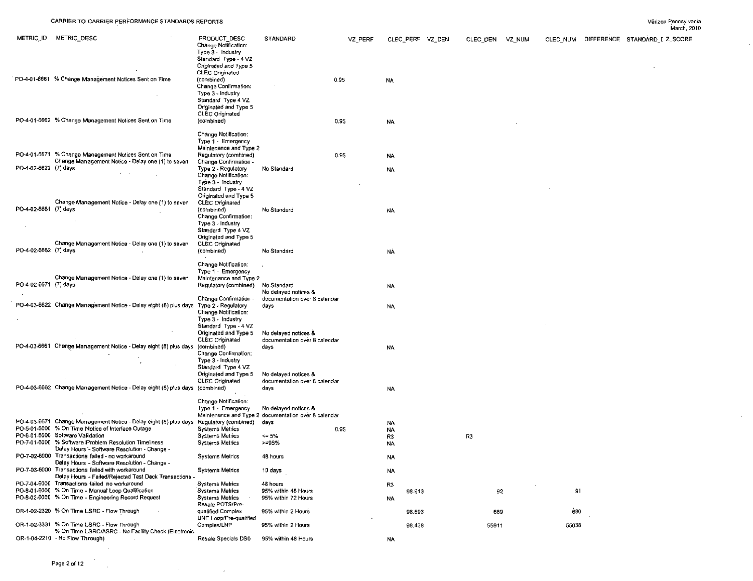| METRIC_ID | METRIC_DESC | PRODUCT_DESC | STANDARD | VZ_PERF | CLEC_PERF | VZ_DEN | CLEC_DEN | VZ_NUM | CLEC_NUM | DIFFERENCE | STANDARD_D | Z_SCORE |
|---|---|---|---|---|---|---|---|---|---|---|---|---|
| PO-4-01-6661 | % Change Management Notices Sent on Time | Change Notification: Type 3 - Industry Standard Type - 4 VZ Originated and Type 5 CLEC Originated (combined) | 0.95 | | NA | | | | | | | |
| PO-4-01-6662 | % Change Management Notices Sent on Time | Change Confirmation: Type 3 - Industry Standard Type 4 VZ Originated and Type 5 CLEC Originated (combined) | 0.95 | | NA | | | | | | | |
| PO-4-01-6671 | % Change Management Notices Sent on Time | Change Notification: Type 1 - Emergency Maintenance and Type 2 Regulatory (combined) | 0.95 | | NA | | | | | | | |
| PO-4-02-6622 | Change Management Notice - Delay one (1) to seven (7) days | Change Confirmation - Type 2 - Regulatory | No Standard | | NA | | | | | | | |
| PO-4-02-6661 | Change Management Notice - Delay one (1) to seven (7) days | Change Notification: Type 3 - Industry Standard Type - 4 VZ Originated and Type 5 CLEC Originated (combined) | No Standard | | NA | | | | | | | |
| PO-4-02-6662 | Change Management Notice - Delay one (1) to seven (7) days | Change Confirmation: Type 3 - Industry Standard Type 4 VZ Originated and Type 5 CLEC Originated (combined) | No Standard | | NA | | | | | | | |
| PO-4-02-6671 | Change Management Notice - Delay one (1) to seven (7) days | Change Notification: Type 1 - Emergency Maintenance and Type 2 Regulatory (combined) | No Standard | | NA | | | | | | | |
| PO-4-03-6622 | Change Management Notice - Delay eight (8) plus days | Change Confirmation - Type 2 - Regulatory | No delayed notices & documentation over 8 calendar days | | NA | | | | | | | |
| PO-4-03-6661 | Change Management Notice - Delay eight (8) plus days | Change Notification: Type 3 - Industry Standard Type - 4 VZ Originated and Type 5 CLEC Originated (combined) | No delayed notices & documentation over 8 calendar days | | NA | | | | | | | |
| PO-4-03-6662 | Change Management Notice - Delay eight (8) plus days | Change Confirmation: Type 3 - Industry Standard Type 4 VZ Originated and Type 5 CLEC Originated (combined) | No delayed notices & documentation over 8 calendar days | | NA | | | | | | | |
| PO-4-03-6671 | Change Management Notice - Delay eight (8) plus days | Change Notification: Type 1 - Emergency Maintenance and Type 2 Regulatory (combined) | No delayed notices & documentation over 8 calendar days | | NA | | | | | | | |
| PO-5-01-6000 | % On Time Notice of Interface Outage | Systems Metrics | 0.95 | | NA | | | | | | | |
| PO-6-01-6000 | Software Validation | Systems Metrics | <= 5% | | R3 | | R3 | | | | | |
| PO-7-01-6000 | % Software Problem Resolution Timeliness | Systems Metrics | >=95% | | NA | | | | | | | |
| PO-7-02-6000 | Delay Hours - Software Resolution - Change - Transactions failed - no workaround | Systems Metrics | 48 hours | | NA | | | | | | | |
| PO-7-03-6000 | Delay Hours - Software Resolution - Change - Transactions failed with workaround | Systems Metrics | 10 days | | NA | | | | | | | |
| PO-7-04-6000 | Delay Hours - Failed/Rejected Test Deck Transactions - Transactions failed no workaround | Systems Metrics | 48 hours | | R3 | | | | | | | |
| PO-8-01-6000 | % On Time - Manual Loop Qualification | Systems Metrics | 95% within 48 Hours | | 98.913 | | 92 | | 91 | | | |
| PO-8-02-6000 | % On Time - Engineering Record Request | Systems Metrics | 95% within 72 Hours | | NA | | | | | | | |
| OR-1-02-2320 | % On Time LSRC - Flow Through | Resale POTS/Pre-qualified Complex | 95% within 2 Hours | | 98.693 | | 689 | | 680 | | | |
| OR-1-02-3331 | % On Time LSRC - Flow Through | UNE Loop/Pre-qualified Complex/LNP | 95% within 2 Hours | | 98.438 | | 55911 | | 55038 | | | |
| OR-1-04-2210 | % On Time LSRC/ASRC - No Facility Check (Electronic - No Flow Through) | Resale Specials DS0 | 95% within 48 Hours | | NA | | | | | | | |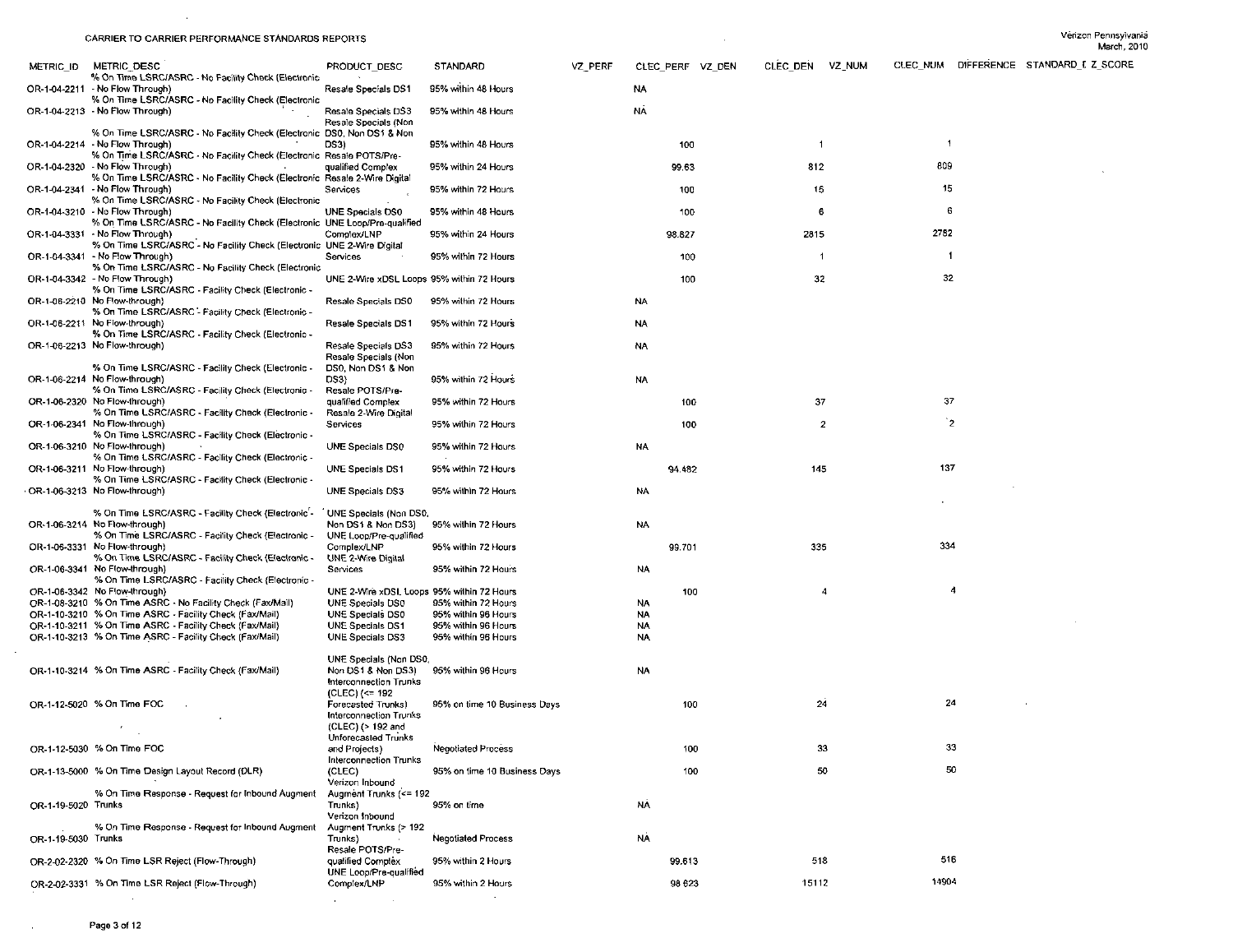CARRIER TO CARRIER PERFORMANCE STANDARDS REPORTS

Verizon Pennsylvania
March, 2010

| METRIC_ID | METRIC_DESC | PRODUCT_DESC | STANDARD | VZ_PERF | CLEC_PERF | VZ_DEN | CLEC_DEN | VZ_NUM | CLEC_NUM | DIFFERENCE | STANDARD_I | Z_SCORE |
|---|---|---|---|---|---|---|---|---|---|---|---|---|
| OR-1-04-2211 | % On Time LSRC/ASRC - No Facility Check (Electronic - No Flow Through) | Resale Specials DS1 | 95% within 48 Hours | | NA | | | | | | | |
| OR-1-04-2213 | % On Time LSRC/ASRC - No Facility Check (Electronic - No Flow Through) | Resale Specials DS3 | 95% within 48 Hours | | NA | | | | | | | |
| OR-1-04-2214 | % On Time LSRC/ASRC - No Facility Check (Electronic - No Flow Through) | Resale Specials (Non DS0, Non DS1 & Non DS3) | 95% within 48 Hours | | 100 | | 1 | | 1 | | | |
| OR-1-04-2320 | % On Time LSRC/ASRC - No Facility Check (Electronic - No Flow Through) | Resale POTS/Pre-qualified Complex | 95% within 24 Hours | | 99.63 | | 812 | | 809 | | | |
| OR-1-04-2341 | % On Time LSRC/ASRC - No Facility Check (Electronic - No Flow Through) | Resale 2-Wire Digital Services | 95% within 72 Hours | | 100 | | 15 | | 15 | | | |
| OR-1-04-3210 | % On Time LSRC/ASRC - No Facility Check (Electronic - No Flow Through) | UNE Specials DS0 | 95% within 48 Hours | | 100 | | 6 | | 6 | | | |
| OR-1-04-3331 | % On Time LSRC/ASRC - No Facility Check (Electronic - No Flow Through) | UNE Loop/Pre-qualified Complex/LNP | 95% within 24 Hours | | 98.827 | | 2815 | | 2782 | | | |
| OR-1-04-3341 | % On Time LSRC/ASRC - No Facility Check (Electronic - No Flow Through) | UNE 2-Wire Digital Services | 95% within 72 Hours | | 100 | | 1 | | 1 | | | |
| OR-1-04-3342 | % On Time LSRC/ASRC - No Facility Check (Electronic - No Flow Through) | UNE 2-Wire xDSL Loops | 95% within 72 Hours | | 100 | | 32 | | 32 | | | |
| OR-1-06-2210 | % On Time LSRC/ASRC - Facility Check (Electronic - No Flow-through) | Resale Specials DS0 | 95% within 72 Hours | | NA | | | | | | | |
| OR-1-06-2211 | % On Time LSRC/ASRC - Facility Check (Electronic - No Flow-through) | Resale Specials DS1 | 95% within 72 Hours | | NA | | | | | | | |
| OR-1-06-2213 | % On Time LSRC/ASRC - Facility Check (Electronic - No Flow-through) | Resale Specials DS3 | 95% within 72 Hours | | NA | | | | | | | |
| OR-1-06-2214 | % On Time LSRC/ASRC - Facility Check (Electronic - No Flow-through) | Resale Specials (Non DS0, Non DS1 & Non DS3) | 95% within 72 Hours | | NA | | | | | | | |
| OR-1-06-2320 | % On Time LSRC/ASRC - Facility Check (Electronic - No Flow-through) | Resale POTS/Pre-qualified Complex | 95% within 72 Hours | | 100 | | 37 | | 37 | | | |
| OR-1-06-2341 | % On Time LSRC/ASRC - Facility Check (Electronic - No Flow-through) | Resale 2-Wire Digital Services | 95% within 72 Hours | | 100 | | 2 | | 2 | | | |
| OR-1-06-3210 | % On Time LSRC/ASRC - Facility Check (Electronic - No Flow-through) | UNE Specials DS0 | 95% within 72 Hours | | NA | | | | | | | |
| OR-1-06-3211 | % On Time LSRC/ASRC - Facility Check (Electronic - No Flow-through) | UNE Specials DS1 | 95% within 72 Hours | | 94.482 | | 145 | | 137 | | | |
| OR-1-06-3213 | % On Time LSRC/ASRC - Facility Check (Electronic - No Flow-through) | UNE Specials DS3 | 95% within 72 Hours | | NA | | | | | | | |
| OR-1-06-3214 | % On Time LSRC/ASRC - Facility Check (Electronic - No Flow-through) | UNE Specials (Non DS0, Non DS1 & Non DS3) | 95% within 72 Hours | | NA | | | | | | | |
| OR-1-06-3331 | % On Time LSRC/ASRC - Facility Check (Electronic - No Flow-through) | UNE Loop/Pre-qualified Complex/LNP | 95% within 72 Hours | | 99.701 | | 335 | | 334 | | | |
| OR-1-06-3341 | % On Time LSRC/ASRC - Facility Check (Electronic - No Flow-through) | UNE 2-Wire Digital Services | 95% within 72 Hours | | NA | | | | | | | |
| OR-1-06-3342 | % On Time LSRC/ASRC - Facility Check (Electronic - No Flow-through) | UNE 2-Wire xDSL Loops | 95% within 72 Hours | | 100 | | 4 | | 4 | | | |
| OR-1-08-3210 | % On Time ASRC - No Facility Check (Fax/Mail) | UNE Specials DS0 | 95% within 72 Hours | | NA | | | | | | | |
| OR-1-10-3210 | % On Time ASRC - Facility Check (Fax/Mail) | UNE Specials DS0 | 95% within 96 Hours | | NA | | | | | | | |
| OR-1-10-3211 | % On Time ASRC - Facility Check (Fax/Mail) | UNE Specials DS1 | 95% within 96 Hours | | NA | | | | | | | |
| OR-1-10-3213 | % On Time ASRC - Facility Check (Fax/Mail) | UNE Specials DS3 | 95% within 96 Hours | | NA | | | | | | | |
| OR-1-10-3214 | % On Time ASRC - Facility Check (Fax/Mail) | UNE Specials (Non DS0, Non DS1 & Non DS3) | 95% within 96 Hours | | NA | | | | | | | |
| OR-1-12-5020 | % On Time FOC | Interconnection Trunks (CLEC) (<= 192 Forecasted Trunks) | 95% on time 10 Business Days | | 100 | | 24 | | 24 | | | |
| OR-1-12-5030 | % On Time FOC | Interconnection Trunks (CLEC) (> 192 and Unforecasted Trunks and Projects) | Negotiated Process | | 100 | | 33 | | 33 | | | |
| OR-1-13-5000 | % On Time Design Layout Record (DLR) | Interconnection Trunks (CLEC) | 95% on time 10 Business Days | | 100 | | 50 | | 50 | | | |
| OR-1-19-5020 | % On Time Response - Request for Inbound Augment Trunks | Verizon Inbound Augment Trunks (<= 192 Trunks) | 95% on time | | NA | | | | | | | |
| OR-1-19-5030 | % On Time Response - Request for Inbound Augment Trunks | Verizon Inbound Augment Trunks (> 192 Trunks) | Negotiated Process | | NA | | | | | | | |
| OR-2-02-2320 | % On Time LSR Reject (Flow-Through) | Resale POTS/Pre-qualified Complex | 95% within 2 Hours | | 99.613 | | 518 | | 516 | | | |
| OR-2-02-3331 | % On Time LSR Reject (Flow-Through) | UNE Loop/Pre-qualified Complex/LNP | 95% within 2 Hours | | 98.623 | | 15112 | | 14904 | | | |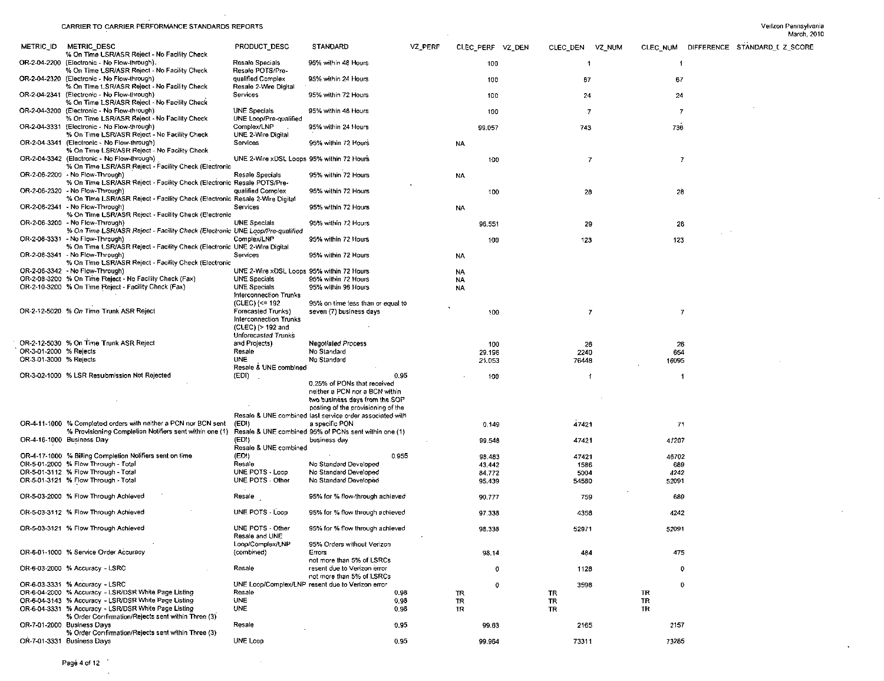CARRIER TO CARRIER PERFORMANCE STANDARDS REPORTS

Verizon Pennsylvania
March, 2010

| METRIC_ID | METRIC_DESC | PRODUCT_DESC | STANDARD | VZ_PERF | CLEC_PERF | VZ_DEN | CLEC_DEN | VZ_NUM | CLEC_NUM | DIFFERENCE | STANDARD_D | Z_SCORE |
|---|---|---|---|---|---|---|---|---|---|---|---|---|
| OR-2-04-2200 | % On Time LSR/ASR Reject - No Facility Check (Electronic - No Flow-through) | Resale Specials | 95% within 48 Hours | | 100 | | 1 | | 1 | | | |
| OR-2-04-2320 | % On Time LSR/ASR Reject - No Facility Check (Electronic - No Flow-through) | Resale POTS/Pre-qualified Complex | 95% within 24 Hours | | 100 | | 67 | | 67 | | | |
| OR-2-04-2341 | % On Time LSR/ASR Reject - No Facility Check (Electronic - No Flow-through) | Resale 2-Wire Digital Services | 95% within 72 Hours | | 100 | | 24 | | 24 | | | |
| OR-2-04-3200 | % On Time LSR/ASR Reject - No Facility Check (Electronic - No Flow-through) | UNE Specials | 95% within 48 Hours | | 100 | | 7 | | 7 | | | |
| OR-2-04-3331 | % On Time LSR/ASR Reject - No Facility Check (Electronic - No Flow-through) | UNE Loop/Pre-qualified Complex/LNP | 95% within 24 Hours | | 99.057 | | 743 | | 736 | | | |
| OR-2-04-3341 | % On Time LSR/ASR Reject - No Facility Check (Electronic - No Flow-through) | UNE 2-Wire Digital Services | 95% within 72 Hours | | NA | | | | | | | |
| OR-2-04-3342 | % On Time LSR/ASR Reject - No Facility Check (Electronic - No Flow-through) | UNE 2-Wire xDSL Loops | 95% within 72 Hours | | 100 | | 7 | | 7 | | | |
| OR-2-06-2200 | % On Time LSR/ASR Reject - Facility Check (Electronic - No Flow-Through) | Resale Specials | 95% within 72 Hours | | NA | | | | | | | |
| OR-2-06-2320 | % On Time LSR/ASR Reject - Facility Check (Electronic - No Flow-Through) | Resale POTS/Pre-qualified Complex | 95% within 72 Hours | | 100 | | 28 | | 28 | | | |
| OR-2-06-2341 | % On Time LSR/ASR Reject - Facility Check (Electronic - No Flow-Through) | Resale 2-Wire Digital Services | 95% within 72 Hours | | NA | | | | | | | |
| OR-2-06-3200 | % On Time LSR/ASR Reject - Facility Check (Electronic - No Flow-Through) | UNE Specials | 95% within 72 Hours | | 96.551 | | 29 | | 28 | | | |
| OR-2-06-3331 | % On Time LSR/ASR Reject - Facility Check (Electronic - No Flow-Through) | UNE Loop/Pre-qualified Complex/LNP | 95% within 72 Hours | | 100 | | 123 | | 123 | | | |
| OR-2-06-3341 | % On Time LSR/ASR Reject - Facility Check (Electronic - No Flow-Through) | UNE 2-Wire Digital Services | 95% within 72 Hours | | NA | | | | | | | |
| OR-2-06-3342 | % On Time LSR/ASR Reject - Facility Check (Electronic - No Flow-Through) | UNE 2-Wire xDSL Loops | 95% within 72 Hours | | NA | | | | | | | |
| OR-2-08-3200 | % On Time Reject - No Facility Check (Fax) | UNE Specials | 95% within 72 Hours | | NA | | | | | | | |
| OR-2-10-3200 | % On Time Reject - Facility Check (Fax) | UNE Specials | 95% within 96 Hours | | NA | | | | | | | |
| OR-2-12-5020 | % On Time Trunk ASR Reject | Interconnection Trunks (CLEC) (<= 192 Forecasted Trunks) | 95% on time less than or equal to seven (7) business days | | 100 | | 7 | | 7 | | | |
| OR-2-12-5030 | % On Time Trunk ASR Reject | Interconnection Trunks (CLEC) (> 192 and Unforecasted Trunks and Projects) | Negotiated Process | | 100 | | 26 | | 26 | | | |
| OR-3-01-2000 | % Rejects | Resale | No Standard | | 29.196 | | 2240 | | 654 | | | |
| OR-3-01-3000 | % Rejects | UNE | No Standard | | 21.053 | | 76448 | | 16095 | | | |
| OR-3-02-1000 | % LSR Resubmission Not Rejected | Resale & UNE combined (EDI) | 0.95 | | 100 | | 1 | | 1 | | | |
| OR-4-11-1000 | % Completed orders with neither a PCN nor BCN sent | Resale & UNE combined (EDI) | 0.25% of PONs that received neither a PCN nor a BCN within two business days from the SOP posting of the provisioning of the last service order associated with a specific PON | | 0.149 | | 47421 | | 71 | | | |
| OR-4-16-1000 | % Provisioning Completion Notifiers sent within one (1) Business Day | Resale & UNE combined (EDI) | 95% of PCNs sent within one (1) business day | | 99.548 | | 47421 | | 47207 | | | |
| OR-4-17-1000 | % Billing Completion Notifiers sent on time | Resale & UNE combined (EDI) | 0.955 | | 98.483 | | 47421 | | 46702 | | | |
| OR-5-01-2000 | % Flow Through - Total | Resale | No Standard Developed | | 43.442 | | 1586 | | 689 | | | |
| OR-5-01-3112 | % Flow Through - Total | UNE POTS - Loop | No Standard Developed | | 84.772 | | 5004 | | 4242 | | | |
| OR-5-01-3121 | % Flow Through - Total | UNE POTS - Other | No Standard Developed | | 95.439 | | 54580 | | 52091 | | | |
| OR-5-03-2000 | % Flow Through Achieved | Resale | 95% for % flow-through achieved | | 90.777 | | 759 | | 689 | | | |
| OR-5-03-3112 | % Flow Through Achieved | UNE POTS - Loop | 95% for % flow through achieved | | 97.338 | | 4358 | | 4242 | | | |
| OR-5-03-3121 | % Flow Through Achieved | UNE POTS - Other | 95% for % flow through achieved | | 98.338 | | 52971 | | 52091 | | | |
| OR-6-01-1000 | % Service Order Accuracy | Resale and UNE Loop/Complex/LNP (combined) | 95% Orders without Verizon Errors | | 98.14 | | 484 | | 475 | | | |
| OR-6-03-2000 | % Accuracy - LSRC | Resale | not more than 5% of LSRCs resent due to Verizon error | | 0 | | 1128 | | 0 | | | |
| OR-6-03-3331 | % Accuracy - LSRC | UNE Loop/Complex/LNP | not more than 5% of LSRCs resent due to Verizon error | | 0 | | 3596 | | 0 | | | |
| OR-6-04-2000 | % Accuracy - LSR/DSR White Page Listing | Resale | 0.98 | | TR | | TR | | TR | | | |
| OR-6-04-3143 | % Accuracy - LSR/DSR White Page Listing | UNE | 0.98 | | TR | | TR | | TR | | | |
| OR-6-04-3331 | % Accuracy - LSR/DSR White Page Listing | UNE | 0.98 | | TR | | TR | | TR | | | |
| OR-7-01-2000 | % Order Confirmation/Rejects sent within Three (3) Business Days | Resale | 0.95 | | 99.63 | | 2165 | | 2157 | | | |
| OR-7-01-3331 | % Order Confirmation/Rejects sent within Three (3) Business Days | UNE Loop | 0.95 | | 99.964 | | 73311 | | 73285 | | | |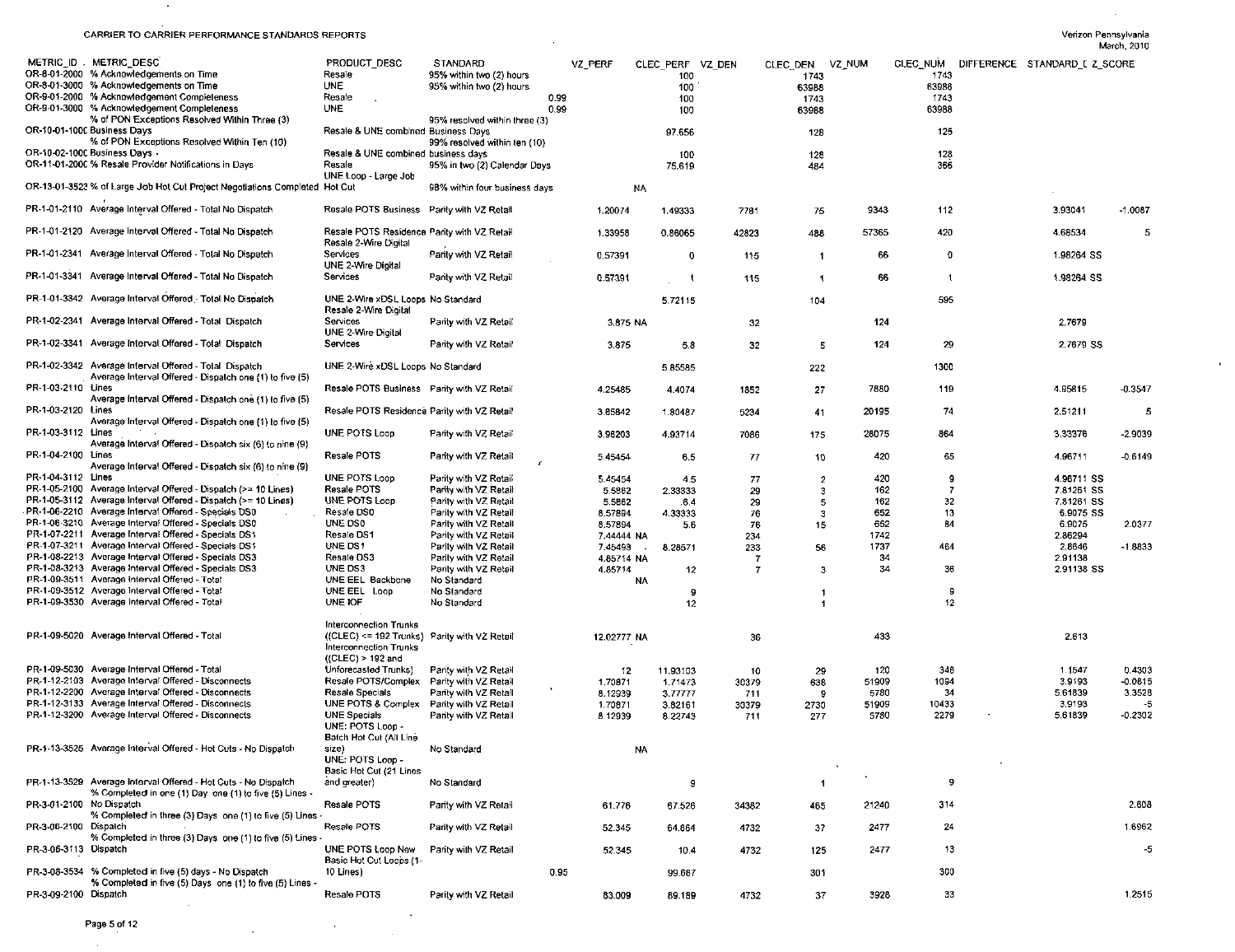CARRIER TO CARRIER PERFORMANCE STANDARDS REPORTS

Verizon Pennsylvania
March, 2010

| METRIC_ID | METRIC_DESC | PRODUCT_DESC | STANDARD | VZ_PERF | CLEC_PERF | VZ_DEN | CLEC_DEN | VZ_NUM | CLEC_NUM | DIFFERENCE | STANDARD_D | Z_SCORE |
|---|---|---|---|---|---|---|---|---|---|---|---|---|
| OR-8-01-2000 | % Acknowledgements on Time | Resale | 95% within two (2) hours | | 100 | | 1743 | | 1743 | | | |
| OR-8-01-3000 | % Acknowledgements on Time | UNE | 95% within two (2) hours | | 100 | | 63988 | | 63988 | | | |
| OR-9-01-2000 | % Acknowledgement Completeness | Resale | 0.99 | | 100 | | 1743 | | 1743 | | | |
| OR-9-01-3000 | % Acknowledgement Completeness | UNE | 0.99 | | 100 | | 63988 | | 63988 | | | |
| OR-10-01-1000 | % of PON Exceptions Resolved Within Three (3) Business Days | Resale & UNE combined | 95% resolved within three (3) Business Days | | 97.656 | | 128 | | 125 | | | |
| OR-10-02-1000 | % of PON Exceptions Resolved Within Ten (10) Business Days | Resale & UNE combined | 99% resolved within ten (10) business days | | 100 | | 128 | | 128 | | | |
| OR-11-01-2000 | % Resale Provider Notifications in Days | Resale | 95% in two (2) Calendar Days | | 75.619 | | 484 | | 366 | | | |
| OR-13-01-3523 | % of Large Job Hot Cut Project Negotiations Completed | UNE Loop - Large Job Hot Cut | 98% within four business days | NA | | | | | | | | |
| PR-1-01-2110 | Average Interval Offered - Total No Dispatch | Resale POTS Business | Parity with VZ Retail | 1.20074 | 1.49333 | 7781 | 75 | 9343 | 112 | | 3.93041 | -1.0087 |
| PR-1-01-2120 | Average Interval Offered - Total No Dispatch | Resale POTS Residence | Parity with VZ Retail | 1.33958 | 0.86065 | 42823 | 488 | 57365 | 420 | | 4.68534 | 5 |
| PR-1-01-2341 | Average Interval Offered - Total No Dispatch | Resale 2-Wire Digital Services | Parity with VZ Retail | 0.57391 | 0 | 115 | 1 | 66 | 0 | | 1.98264 | SS |
| PR-1-01-3341 | Average Interval Offered - Total No Dispatch | UNE 2-Wire Digital Services | Parity with VZ Retail | 0.57391 | 1 | 115 | 1 | 66 | 1 | | 1.98264 | SS |
| PR-1-01-3342 | Average Interval Offered - Total No Dispatch | UNE 2-Wire xDSL Loops | No Standard | | 5.72115 | | 104 | | 595 | | | |
| PR-1-02-2341 | Average Interval Offered - Total Dispatch | Resale 2-Wire Digital Services | Parity with VZ Retail | 3.875 | NA | 32 | | 124 | | | 2.7679 | |
| PR-1-02-3341 | Average Interval Offered - Total Dispatch | UNE 2-Wire Digital Services | Parity with VZ Retail | 3.875 | 5.8 | 32 | 5 | 124 | 29 | | 2.7679 | SS |
| PR-1-02-3342 | Average Interval Offered - Total Dispatch | UNE 2-Wire xDSL Loops | No Standard | | 5.85585 | | 222 | | 1300 | | | |
| PR-1-03-2110 | Average Interval Offered - Dispatch one (1) to five (5) Lines | Resale POTS Business | Parity with VZ Retail | 4.25485 | 4.4074 | 1852 | 27 | 7880 | 119 | | 4.95815 | -0.3547 |
| PR-1-03-2120 | Average Interval Offered - Dispatch one (1) to five (5) Lines | Resale POTS Residence | Parity with VZ Retail | 3.85842 | 1.80487 | 5234 | 41 | 20195 | 74 | | 2.51211 | 5 |
| PR-1-03-3112 | Average Interval Offered - Dispatch one (1) to five (5) Lines | UNE POTS Loop | Parity with VZ Retail | 3.96203 | 4.93714 | 7086 | 175 | 28075 | 864 | | 3.33376 | -2.9039 |
| PR-1-04-2100 | Average Interval Offered - Dispatch six (6) to nine (9) Lines | Resale POTS | Parity with VZ Retail | 5.45454 | 6.5 | 77 | 10 | 420 | 65 | | 4.96711 | -0.6149 |
| PR-1-04-3112 | Average Interval Offered - Dispatch six (6) to nine (9) Lines | UNE POTS Loop | Parity with VZ Retail | 5.45454 | 4.5 | 77 | 2 | 420 | 9 | | 4.96711 | SS |
| PR-1-05-2100 | Average Interval Offered - Dispatch (>= 10 Lines) | Resale POTS | Parity with VZ Retail | 5.5862 | 2.33333 | 29 | 3 | 162 | 7 | | 7.81261 | SS |
| PR-1-05-3112 | Average Interval Offered - Dispatch (>= 10 Lines) | UNE POTS Loop | Parity with VZ Retail | 5.5862 | 6.4 | 29 | 5 | 162 | 32 | | 7.81261 | SS |
| PR-1-06-2210 | Average Interval Offered - Specials DS0 | Resale DS0 | Parity with VZ Retail | 8.57894 | 4.33333 | 76 | 3 | 652 | 13 | | 6.9075 | SS |
| PR-1-06-3210 | Average Interval Offered - Specials DS0 | UNE DS0 | Parity with VZ Retail | 8.57894 | 5.6 | 76 | 15 | 652 | 84 | | 6.9075 | 2.0377 |
| PR-1-07-2211 | Average Interval Offered - Specials DS1 | Resale DS1 | Parity with VZ Retail | 7.44444 | NA | 234 | | 1742 | | | 2.86294 | |
| PR-1-07-3211 | Average Interval Offered - Specials DS1 | UNE DS1 | Parity with VZ Retail | 7.45493 | 8.28571 | 233 | 56 | 1737 | 464 | | 2.8646 | -1.8833 |
| PR-1-08-2213 | Average Interval Offered - Specials DS3 | Resale DS3 | Parity with VZ Retail | 4.85714 | NA | 7 | | 34 | | | 2.91138 | |
| PR-1-08-3213 | Average Interval Offered - Specials DS3 | UNE DS3 | Parity with VZ Retail | 4.85714 | 12 | 7 | 3 | 34 | 36 | | 2.91138 | SS |
| PR-1-09-3511 | Average Interval Offered - Total | UNE EEL Backbone | No Standard | NA | | | | | | | | |
| PR-1-09-3512 | Average Interval Offered - Total | UNE EEL Loop | No Standard | | 9 | | 1 | | 9 | | | |
| PR-1-09-3530 | Average Interval Offered - Total | UNE IOF | No Standard | | 12 | | 1 | | 12 | | | |
| PR-1-09-5020 | Average Interval Offered - Total | Interconnection Trunks ((CLEC) <= 192 Trunks) | Parity with VZ Retail | 12.02777 | NA | 36 | | 433 | | | 2.613 | |
| PR-1-09-5030 | Average Interval Offered - Total | Interconnection Trunks ((CLEC) > 192 and Unforecasted Trunks) | Parity with VZ Retail | 12 | 11.93103 | 10 | 29 | 120 | 346 | | 1.1547 | 0.4303 |
| PR-1-12-2103 | Average Interval Offered - Disconnects | Resale POTS/Complex | Parity with VZ Retail | 1.70871 | 1.71473 | 30379 | 638 | 51909 | 1094 | | 3.9193 | -0.0615 |
| PR-1-12-2200 | Average Interval Offered - Disconnects | Resale Specials | Parity with VZ Retail | 8.12939 | 3.77777 | 711 | 9 | 5780 | 34 | | 5.61839 | 3.3528 |
| PR-1-12-3133 | Average Interval Offered - Disconnects | UNE POTS & Complex | Parity with VZ Retail | 1.70871 | 3.82161 | 30379 | 2730 | 51909 | 10433 | | 3.9193 | -5 |
| PR-1-12-3200 | Average Interval Offered - Disconnects | UNE Specials | Parity with VZ Retail | 8.12939 | 8.22743 | 711 | 277 | 5780 | 2279 | | 5.61839 | -0.2302 |
| PR-1-13-3525 | Average Interval Offered - Hot Cuts - No Dispatch | UNE: POTS Loop - Batch Hot Cut (All Line size) | No Standard | NA | | | | | | | | |
| PR-1-13-3529 | Average Interval Offered - Hot Cuts - No Dispatch | UNE: POTS Loop - Basic Hot Cut (21 Lines and greater) | No Standard | | 9 | | 1 | | 9 | | | |
| PR-3-01-2100 | % Completed in one (1) Day one (1) to five (5) Lines - No Dispatch | Resale POTS | Parity with VZ Retail | 61.776 | 67.526 | 34382 | 465 | 21240 | 314 | | | 2.608 |
| PR-3-06-2100 | % Completed in three (3) Days one (1) to five (5) Lines - Dispatch | Resale POTS | Parity with VZ Retail | 52.345 | 64.864 | 4732 | 37 | 2477 | 24 | | | 1.6962 |
| PR-3-06-3113 | % Completed in three (3) Days one (1) to five (5) Lines - Dispatch | UNE POTS Loop New | Parity with VZ Retail | 52.345 | 10.4 | 4732 | 125 | 2477 | 13 | | | -5 |
| PR-3-08-3534 | % Completed in five (5) days - No Dispatch | Basic Hot Cut Loops (1-10 Lines) | 0.95 | | 99.667 | | 301 | | 300 | | | |
| PR-3-09-2100 | % Completed in five (5) Days one (1) to five (5) Lines - Dispatch | Resale POTS | Parity with VZ Retail | 83.009 | 89.189 | 4732 | 37 | 3928 | 33 | | | 1.2515 |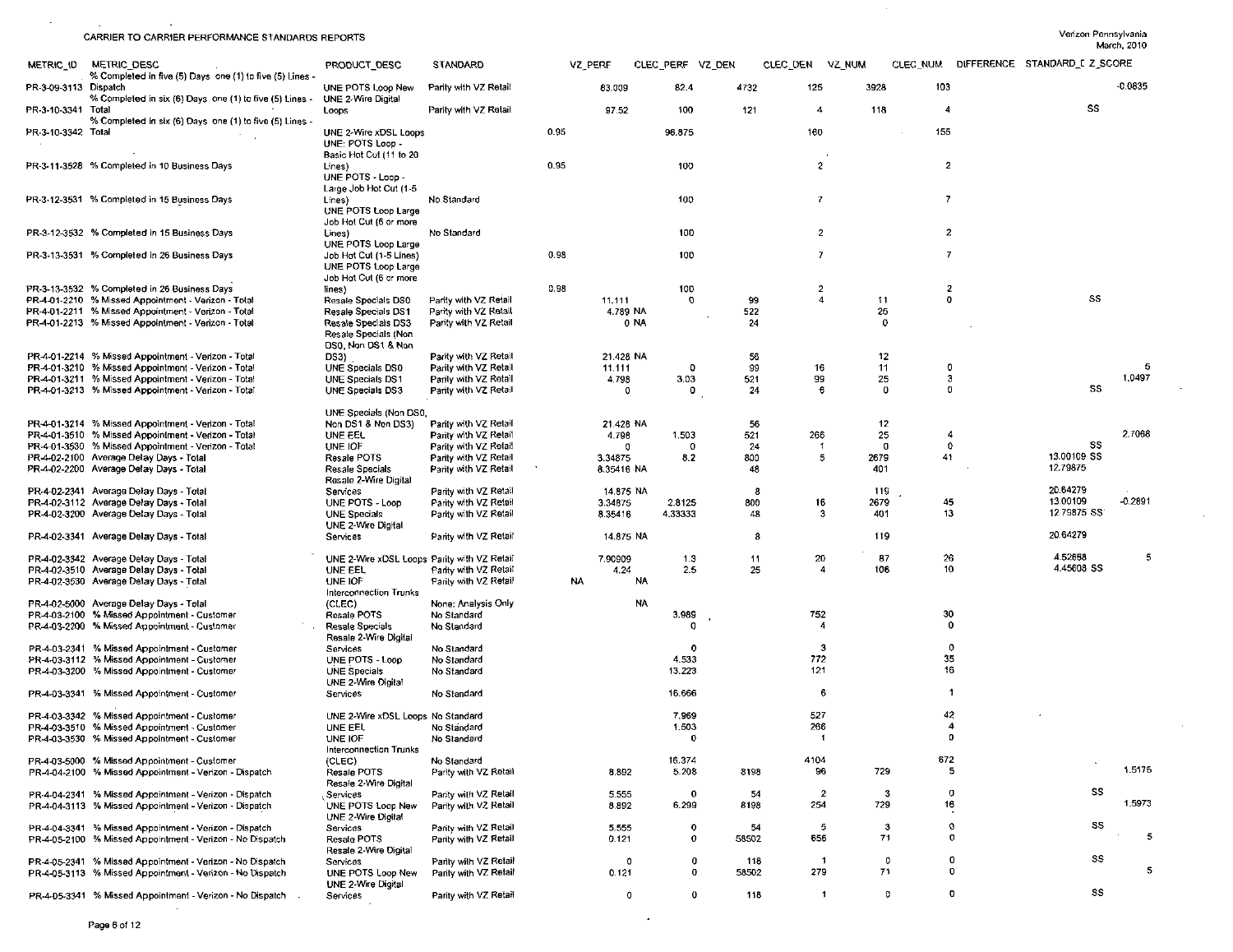CARRIER TO CARRIER PERFORMANCE STANDARDS REPORTS

Verizon Pennsylvania
March, 2010

| METRIC_ID | METRIC_DESC | PRODUCT_DESC | STANDARD | VZ_PERF | CLEC_PERF | VZ_DEN | CLEC_DEN | VZ_NUM | CLEC_NUM | DIFFERENCE | STANDARD_D | Z_SCORE |
|---|---|---|---|---|---|---|---|---|---|---|---|---|
| PR-3-09-3113 | % Completed in five (5) Days one (1) to five (5) Lines - Dispatch | UNE POTS Loop New | Parity with VZ Retail | 83.009 | 82.4 | 4732 | 125 | 3928 | 103 | | | -0.0835 |
| PR-3-10-3341 | % Completed in six (6) Days one (1) to five (5) Lines - Total | UNE 2-Wire Digital Loops | Parity with VZ Retail | 97.52 | 100 | 121 | 4 | 118 | 4 | | SS | |
| PR-3-10-3342 | % Completed in six (6) Days one (1) to five (5) Lines - Total | UNE 2-Wire xDSL Loops | 0.95 | | 96.875 | | 160 | | 155 | | | |
| PR-3-11-3528 | % Completed in 10 Business Days | UNE POTS Loop - Basic Hot Cut (11 to 20 Lines) | 0.95 | | 100 | | 2 | | 2 | | | |
| PR-3-12-3531 | % Completed in 15 Business Days | UNE POTS - Loop - Large Job Hot Cut (1-5 Lines) | No Standard | | 100 | | 7 | | 7 | | | |
| PR-3-12-3532 | % Completed in 15 Business Days | UNE POTS Loop Large Job Hot Cut (6 or more Lines) | No Standard | | 100 | | 2 | | 2 | | | |
| PR-3-13-3531 | % Completed in 26 Business Days | UNE POTS Loop Large Job Hot Cut (1-5 Lines) | 0.98 | | 100 | | 7 | | 7 | | | |
| PR-3-13-3532 | % Completed in 26 Business Days | UNE POTS Loop Large Job Hot Cut (6 or more lines) | 0.98 | | 100 | | 2 | | 2 | | | |
| PR-4-01-2210 | % Missed Appointment - Verizon - Total | Resale Specials DS0 | Parity with VZ Retail | 11.111 | 0 | 99 | 4 | 11 | 0 | | SS | |
| PR-4-01-2211 | % Missed Appointment - Verizon - Total | Resale Specials DS1 | Parity with VZ Retail | 4.789 | NA | 522 | | 25 | | | | |
| PR-4-01-2213 | % Missed Appointment - Verizon - Total | Resale Specials DS3 | Parity with VZ Retail | 0 | NA | 24 | | 0 | | | | |
| PR-4-01-2214 | % Missed Appointment - Verizon - Total | Resale Specials (Non DS0, Non DS1 & Non DS3) | Parity with VZ Retail | 21.428 | NA | 56 | | 12 | | | | |
| PR-4-01-3210 | % Missed Appointment - Verizon - Total | UNE Specials DS0 | Parity with VZ Retail | 11.111 | 0 | 99 | 16 | 11 | 0 | | | 5 |
| PR-4-01-3211 | % Missed Appointment - Verizon - Total | UNE Specials DS1 | Parity with VZ Retail | 4.798 | 3.03 | 521 | 99 | 25 | 3 | | | 1.0497 |
| PR-4-01-3213 | % Missed Appointment - Verizon - Total | UNE Specials DS3 | Parity with VZ Retail | 0 | 0 | 24 | 6 | 0 | 0 | | SS | |
| PR-4-01-3214 | % Missed Appointment - Verizon - Total | UNE Specials (Non DS0, Non DS1 & Non DS3) | Parity with VZ Retail | 21.428 | NA | 56 | | 12 | | | | |
| PR-4-01-3510 | % Missed Appointment - Verizon - Total | UNE EEL | Parity with VZ Retail | 4.798 | 1.503 | 521 | 266 | 25 | 4 | | | 2.7068 |
| PR-4-01-3530 | % Missed Appointment - Verizon - Total | UNE IOF | Parity with VZ Retail | 0 | 0 | 24 | 1 | 0 | 0 | | SS | |
| PR-4-02-2100 | Average Delay Days - Total | Resale POTS | Parity with VZ Retail | 3.34875 | 8.2 | 800 | 5 | 2679 | 41 | | 13.00109 SS | |
| PR-4-02-2200 | Average Delay Days - Total | Resale Specials | Parity with VZ Retail | 8.35416 | NA | 48 | | 401 | | | 12.79875 | |
| PR-4-02-2341 | Average Delay Days - Total | Resale 2-Wire Digital Services | Parity with VZ Retail | 14.875 | NA | 8 | | 119 | | | 20.64279 | |
| PR-4-02-3112 | Average Delay Days - Total | UNE POTS - Loop | Parity with VZ Retail | 3.34875 | 2.8125 | 800 | 16 | 2679 | 45 | | 13.00109 | -0.2891 |
| PR-4-02-3200 | Average Delay Days - Total | UNE Specials | Parity with VZ Retail | 8.35416 | 4.33333 | 48 | 3 | 401 | 13 | | 12.79875 SS | |
| PR-4-02-3341 | Average Delay Days - Total | UNE 2-Wire Digital Services | Parity with VZ Retail | 14.875 | NA | 8 | | 119 | | | 20.64279 | |
| PR-4-02-3342 | Average Delay Days - Total | UNE 2-Wire xDSL Loops | Parity with VZ Retail | 7.90909 | 1.3 | 11 | 20 | 87 | 26 | | 4.52668 | 5 |
| PR-4-02-3510 | Average Delay Days - Total | UNE EEL | Parity with VZ Retail | 4.24 | 2.5 | 25 | 4 | 106 | 10 | | 4.45608 SS | |
| PR-4-02-3530 | Average Delay Days - Total | UNE IOF | Parity with VZ Retail | NA | NA | | | | | | | |
| PR-4-02-5000 | Average Delay Days - Total | Interconnection Trunks (CLEC) | None: Analysis Only | | NA | | | | | | | |
| PR-4-03-2100 | % Missed Appointment - Customer | Resale POTS | No Standard | | 3.989 | | 752 | | 30 | | | |
| PR-4-03-2200 | % Missed Appointment - Customer | Resale Specials | No Standard | | 0 | | 4 | | 0 | | | |
| PR-4-03-2341 | % Missed Appointment - Customer | Resale 2-Wire Digital Services | No Standard | | 0 | | 3 | | 0 | | | |
| PR-4-03-3112 | % Missed Appointment - Customer | UNE POTS - Loop | No Standard | | 4.533 | | 772 | | 35 | | | |
| PR-4-03-3200 | % Missed Appointment - Customer | UNE Specials | No Standard | | 13.223 | | 121 | | 16 | | | |
| PR-4-03-3341 | % Missed Appointment - Customer | UNE 2-Wire Digital Services | No Standard | | 16.666 | | 6 | | 1 | | | |
| PR-4-03-3342 | % Missed Appointment - Customer | UNE 2-Wire xDSL Loops | No Standard | | 7.969 | | 527 | | 42 | | | |
| PR-4-03-3510 | % Missed Appointment - Customer | UNE EEL | No Standard | | 1.503 | | 266 | | 4 | | | |
| PR-4-03-3530 | % Missed Appointment - Customer | UNE IOF | No Standard | | 0 | | 1 | | 0 | | | |
| PR-4-03-5000 | % Missed Appointment - Customer | Interconnection Trunks (CLEC) | No Standard | | 16.374 | | 4104 | | 672 | | | |
| PR-4-04-2100 | % Missed Appointment - Verizon - Dispatch | Resale POTS | Parity with VZ Retail | 8.892 | 5.208 | 8198 | 96 | 729 | 5 | | | 1.5175 |
| PR-4-04-2341 | % Missed Appointment - Verizon - Dispatch | Resale 2-Wire Digital Services | Parity with VZ Retail | 5.555 | 0 | 54 | 2 | 3 | 0 | | SS | |
| PR-4-04-3113 | % Missed Appointment - Verizon - Dispatch | UNE POTS Loop New | Parity with VZ Retail | 8.892 | 6.299 | 8198 | 254 | 729 | 16 | | | 1.5973 |
| PR-4-04-3341 | % Missed Appointment - Verizon - Dispatch | UNE 2-Wire Digital Services | Parity with VZ Retail | 5.555 | 0 | 54 | 5 | 3 | 0 | | SS | |
| PR-4-05-2100 | % Missed Appointment - Verizon - No Dispatch | Resale POTS | Parity with VZ Retail | 0.121 | 0 | 58502 | 656 | 71 | 0 | | | 5 |
| PR-4-05-2341 | % Missed Appointment - Verizon - No Dispatch | Resale 2-Wire Digital Services | Parity with VZ Retail | 0 | 0 | 118 | 1 | 0 | 0 | | SS | |
| PR-4-05-3113 | % Missed Appointment - Verizon - No Dispatch | UNE POTS Loop New | Parity with VZ Retail | 0.121 | 0 | 58502 | 279 | 71 | 0 | | | 5 |
| PR-4-05-3341 | % Missed Appointment - Verizon - No Dispatch | UNE 2-Wire Digital Services | Parity with VZ Retail | 0 | 0 | 118 | 1 | 0 | 0 | | SS | |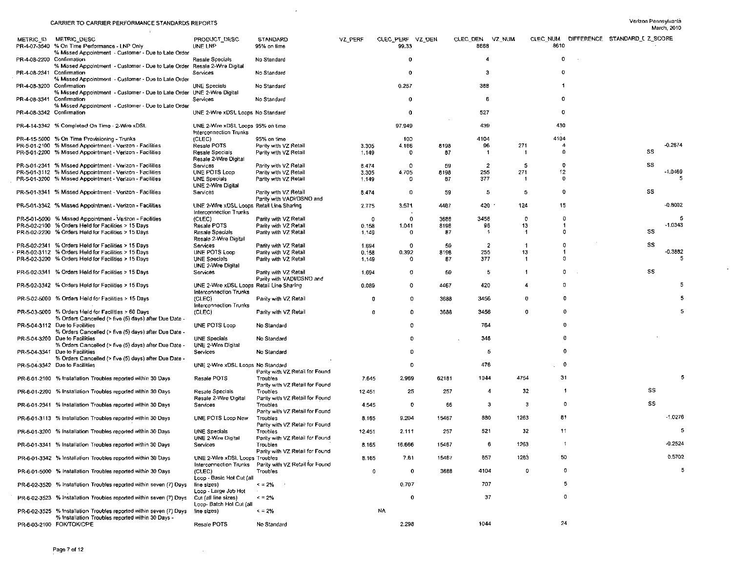CARRIER TO CARRIER PERFORMANCE STANDARDS REPORTS

Verizon Pennsylvania
March, 2010

| METRIC_ID | METRIC_DESC | PRODUCT_DESC | STANDARD | VZ_PERF | CLEC_PERF | VZ_DEN | CLEC_DEN | VZ_NUM | CLEC_NUM | DIFFERENCE | STANDARD_[ | Z_SCORE |
|---|---|---|---|---|---|---|---|---|---|---|---|---|
| PR-4-07-3540 | % On Time Performance - LNP Only | UNE LNP | 95% on time | | 99.33 | | 8668 | | 8610 | | | |
| PR-4-08-2200 | % Missed Appointment - Customer - Due to Late Order Confirmation | Resale Specials | No Standard | | 0 | | 4 | | 0 | | | |
| PR-4-08-2341 | % Missed Appointment - Customer - Due to Late Order Confirmation | Resale 2-Wire Digital Services | No Standard | | 0 | | 3 | | 0 | | | |
| PR-4-08-3200 | % Missed Appointment - Customer - Due to Late Order Confirmation | UNE Specials | No Standard | | 0.257 | | 388 | | 1 | | | |
| PR-4-08-3341 | % Missed Appointment - Customer - Due to Late Order Confirmation | UNE 2-Wire Digital Services | No Standard | | 0 | | 6 | | 0 | | | |
| PR-4-08-3342 | % Missed Appointment - Customer - Due to Late Order Confirmation | UNE 2-Wire xDSL Loops | No Standard | | 0 | | 527 | | 0 | | | |
| PR-4-14-3342 | % Completed On Time - 2-Wire xDSL | UNE 2-Wire xDSL Loops | 95% on time | | 97.949 | | 439 | | 430 | | | |
| PR-4-15-5000 | % On Time Provisioning - Trunks | Interconnection Trunks (CLEC) | 95% on time | | 100 | | 4104 | | 4104 | | | |
| PR-5-01-2100 | % Missed Appointment - Verizon - Facilities | Resale POTS | Parity with VZ Retail | 3.305 | 4.166 | 8198 | 96 | 271 | 4 | | | -0.2674 |
| PR-5-01-2200 | % Missed Appointment - Verizon - Facilities | Resale Specials | Parity with VZ Retail | 1.149 | 0 | 87 | 1 | 1 | 0 | | SS | |
| PR-5-01-2341 | % Missed Appointment - Verizon - Facilities | Resale 2-Wire Digital Services | Parity with VZ Retail | 8.474 | 0 | 59 | 2 | 5 | 0 | | SS | |
| PR-5-01-3112 | % Missed Appointment - Verizon - Facilities | UNE POTS Loop | Parity with VZ Retail | 3.305 | 4.705 | 8198 | 255 | 271 | 12 | | | -1.0469 |
| PR-5-01-3200 | % Missed Appointment - Verizon - Facilities | UNE Specials | Parity with VZ Retail | 1.149 | 0 | 87 | 377 | 1 | 0 | | | 5 |
| PR-5-01-3341 | % Missed Appointment - Verizon - Facilities | UNE 2-Wire Digital Services | Parity with VZ Retail | 8.474 | 0 | 59 | 5 | 5 | 0 | | SS | |
| PR-5-01-3342 | % Missed Appointment - Verizon - Facilities | UNE 2-Wire xDSL Loops | Parity with VADI/DSNO and Retail Line Sharing | 2.775 | 3.571 | 4467 | 420 | 124 | 15 | | | -0.8002 |
| PR-5-01-5000 | % Missed Appointment - Verizon - Facilities | Interconnection Trunks (CLEC) | Parity with VZ Retail | 0 | 0 | 3688 | 3456 | 0 | 0 | | | 5 |
| PR-5-02-2100 | % Orders Held for Facilities > 15 Days | Resale POTS | Parity with VZ Retail | 0.158 | 1.041 | 8198 | 96 | 13 | 1 | | | -1.0343 |
| PR-5-02-2200 | % Orders Held for Facilities > 15 Days | Resale Specials | Parity with VZ Retail | 1.149 | 0 | 87 | 1 | 1 | 0 | | SS | |
| PR-5-02-2341 | % Orders Held for Facilities > 15 Days | Resale 2-Wire Digital Services | Parity with VZ Retail | 1.694 | 0 | 59 | 2 | 1 | 0 | | SS | |
| PR-5-02-3112 | % Orders Held for Facilities > 15 Days | UNE POTS Loop | Parity with VZ Retail | 0.158 | 0.392 | 8198 | 255 | 13 | 1 | | | -0.3882 |
| PR-5-02-3200 | % Orders Held for Facilities > 15 Days | UNE Specials | Parity with VZ Retail | 1.149 | 0 | 87 | 377 | 1 | 0 | | | 5 |
| PR-5-02-3341 | % Orders Held for Facilities > 15 Days | UNE 2-Wire Digital Services | Parity with VZ Retail | 1.694 | 0 | 59 | 5 | 1 | 0 | | SS | |
| PR-5-02-3342 | % Orders Held for Facilities > 15 Days | UNE 2-Wire xDSL Loops | Parity with VADI/DSNO and Retail Line Sharing | 0.089 | 0 | 4467 | 420 | 4 | 0 | | | 5 |
| PR-5-02-5000 | % Orders Held for Facilities > 15 Days | Interconnection Trunks (CLEC) | Parity with VZ Retail | 0 | 0 | 3688 | 3456 | 0 | 0 | | | 5 |
| PR-5-03-5000 | % Orders Held for Facilities > 60 Days | Interconnection Trunks (CLEC) | Parity with VZ Retail | 0 | 0 | 3688 | 3456 | 0 | 0 | | | 5 |
| PR-5-04-3112 | % Orders Cancelled (> five (5) days) after Due Date - Due to Facilities | UNE POTS Loop | No Standard | | 0 | | 764 | | 0 | | | |
| PR-5-04-3200 | % Orders Cancelled (> five (5) days) after Due Date - Due to Facilities | UNE Specials | No Standard | | 0 | | 348 | | 0 | | | |
| PR-5-04-3341 | % Orders Cancelled (> five (5) days) after Due Date - Due to Facilities | UNE 2-Wire Digital Services | No Standard | | 0 | | 5 | | 0 | | | |
| PR-5-04-3342 | % Orders Cancelled (> five (5) days) after Due Date - Due to Facilities | UNE 2-Wire xDSL Loops | No Standard | | 0 | | 476 | | 0 | | | |
| PR-6-01-2100 | % Installation Troubles reported within 30 Days | Resale POTS | Parity with VZ Retail for Found Troubles | 7.645 | 2.969 | 62181 | 1044 | 4754 | 31 | | | 5 |
| PR-6-01-2200 | % Installation Troubles reported within 30 Days | Resale Specials | Parity with VZ Retail for Found Troubles | 12.451 | 25 | 257 | 4 | 32 | 1 | | SS | |
| PR-6-01-2341 | % Installation Troubles reported within 30 Days | Resale 2-Wire Digital Services | Parity with VZ Retail for Found Troubles | 4.545 | 0 | 66 | 3 | 3 | 0 | | SS | |
| PR-6-01-3113 | % Installation Troubles reported within 30 Days | UNE POTS Loop New | Parity with VZ Retail for Found Troubles | 8.165 | 9.204 | 15467 | 880 | 1263 | 81 | | | -1.0276 |
| PR-6-01-3200 | % Installation Troubles reported within 30 Days | UNE Specials | Parity with VZ Retail for Found Troubles | 12.451 | 2.111 | 257 | 521 | 32 | 11 | | | 5 |
| PR-6-01-3341 | % Installation Troubles reported within 30 Days | UNE 2-Wire Digital Services | Parity with VZ Retail for Found Troubles | 8.165 | 16.666 | 15467 | 6 | 1263 | 1 | | | -0.2524 |
| PR-6-01-3342 | % Installation Troubles reported within 30 Days | UNE 2-Wire xDSL Loops | Parity with VZ Retail for Found Troubles | 8.165 | 7.61 | 15467 | 657 | 1263 | 50 | | | 0.5702 |
| PR-6-01-5000 | % Installation Troubles reported within 30 Days | Interconnection Trunks (CLEC) | Parity with VZ Retail for Found Troubles | 0 | 0 | 3688 | 4104 | 0 | 0 | | | 5 |
| PR-6-02-3520 | % Installation Troubles reported within seven (7) Days | Loop - Basic Hot Cut (all line sizes) | < = 2% | | 0.707 | | 707 | | 5 | | | |
| PR-6-02-3523 | % Installation Troubles reported within seven (7) Days | Loop - Large Job Hot Cut (all line sizes) | < = 2% | | 0 | | 37 | | 0 | | | |
| PR-6-02-3525 | % Installation Troubles reported within seven (7) Days | Loop- Batch Hot Cut (all line sizes) | < = 2% | | NA | | | | | | | |
| PR-6-03-2100 | % Installation Troubles reported within 30 Days - FOK/TOK/CPE | Resale POTS | No Standard | | 2.298 | | 1044 | | 24 | | | |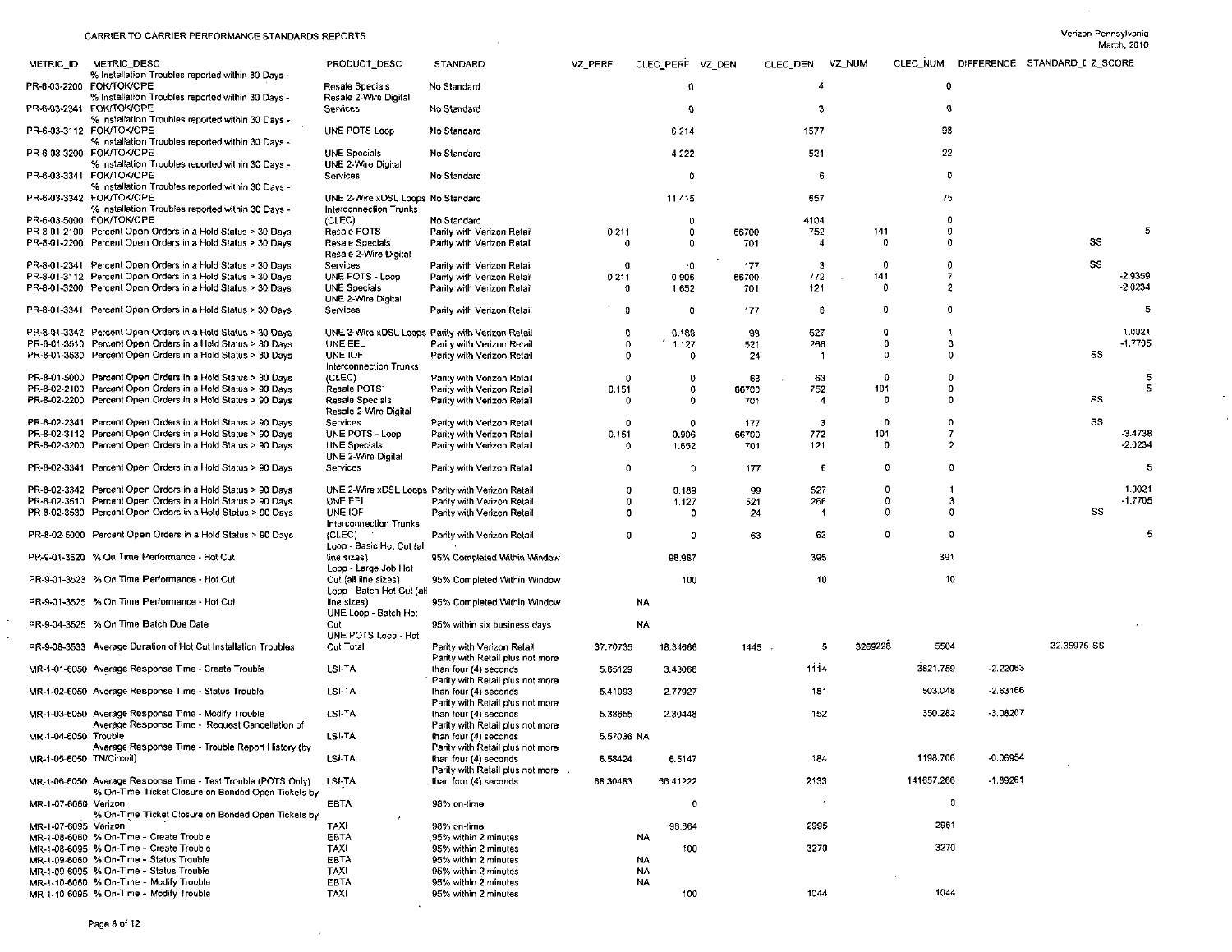# CARRIER TO CARRIER PERFORMANCE STANDARDS REPORTS

Verizon Pennsylvania
March, 2010

| METRIC_ID | METRIC_DESC | PRODUCT_DESC | STANDARD | VZ_PERF | CLEC_PERF | VZ_DEN | CLEC_DEN | VZ_NUM | CLEC_NUM | DIFFERENCE | STANDARD_D | Z_SCORE |
|---|---|---|---|---|---|---|---|---|---|---|---|---|
| PR-6-03-2200 | % Installation Troubles reported within 30 Days - FOK/TOK/CPE | Resale Specials | No Standard | | 0 | | 4 | | 0 | | | |
| PR-6-03-2341 | % Installation Troubles reported within 30 Days - FOK/TOK/CPE | Resale 2-Wire Digital Services | No Standard | | 0 | | 3 | | 0 | | | |
| PR-6-03-3112 | % Installation Troubles reported within 30 Days - FOK/TOK/CPE | UNE POTS Loop | No Standard | | 6.214 | | 1577 | | 98 | | | |
| PR-6-03-3200 | % Installation Troubles reported within 30 Days - FOK/TOK/CPE | UNE Specials | No Standard | | 4.222 | | 521 | | 22 | | | |
| PR-6-03-3341 | % Installation Troubles reported within 30 Days - FOK/TOK/CPE | UNE 2-Wire Digital Services | No Standard | | 0 | | 6 | | 0 | | | |
| PR-6-03-3342 | % Installation Troubles reported within 30 Days - FOK/TOK/CPE | UNE 2-Wire xDSL Loops | No Standard | | 11.415 | | 657 | | 75 | | | |
| PR-6-03-5000 | % Installation Troubles reported within 30 Days - FOK/TOK/CPE | Interconnection Trunks (CLEC) | No Standard | | 0 | | 4104 | | 0 | | | |
| PR-8-01-2100 | Percent Open Orders in a Hold Status > 30 Days | Resale POTS | Parity with Verizon Retail | 0.211 | 0 | 66700 | 752 | 141 | 0 | | | 5 |
| PR-8-01-2200 | Percent Open Orders in a Hold Status > 30 Days | Resale Specials | Parity with Verizon Retail | 0 | 0 | 701 | 4 | 0 | 0 | | SS | |
| PR-8-01-2341 | Percent Open Orders in a Hold Status > 30 Days | Resale 2-Wire Digital Services | Parity with Verizon Retail | 0 | 0 | 177 | 3 | 0 | 0 | | SS | |
| PR-8-01-3112 | Percent Open Orders in a Hold Status > 30 Days | UNE POTS - Loop | Parity with Verizon Retail | 0.211 | 0.906 | 66700 | 772 | 141 | 7 | | | -2.9359 |
| PR-8-01-3200 | Percent Open Orders in a Hold Status > 30 Days | UNE Specials | Parity with Verizon Retail | 0 | 1.652 | 701 | 121 | 0 | 2 | | | -2.0234 |
| PR-8-01-3341 | Percent Open Orders in a Hold Status > 30 Days | UNE 2-Wire Digital Services | Parity with Verizon Retail | 0 | 0 | 177 | 6 | 0 | 0 | | | 5 |
| PR-8-01-3342 | Percent Open Orders in a Hold Status > 30 Days | UNE 2-Wire xDSL Loops | Parity with Verizon Retail | 0 | 0.188 | 99 | 527 | 0 | 1 | | | 1.0021 |
| PR-8-01-3510 | Percent Open Orders in a Hold Status > 30 Days | UNE EEL | Parity with Verizon Retail | 0 | 1.127 | 521 | 266 | 0 | 3 | | | -1.7705 |
| PR-8-01-3530 | Percent Open Orders in a Hold Status > 30 Days | UNE IOF | Parity with Verizon Retail | 0 | 0 | 24 | 1 | 0 | 0 | | SS | |
| PR-8-01-5000 | Percent Open Orders in a Hold Status > 30 Days | Interconnection Trunks (CLEC) | Parity with Verizon Retail | 0 | 0 | 63 | 63 | 0 | 0 | | | 5 |
| PR-8-02-2100 | Percent Open Orders in a Hold Status > 90 Days | Resale POTS | Parity with Verizon Retail | 0.151 | 0 | 66700 | 752 | 101 | 0 | | | 5 |
| PR-8-02-2200 | Percent Open Orders in a Hold Status > 90 Days | Resale Specials | Parity with Verizon Retail | 0 | 0 | 701 | 4 | 0 | 0 | | SS | |
| PR-8-02-2341 | Percent Open Orders in a Hold Status > 90 Days | Resale 2-Wire Digital Services | Parity with Verizon Retail | 0 | 0 | 177 | 3 | 0 | 0 | | SS | |
| PR-8-02-3112 | Percent Open Orders in a Hold Status > 90 Days | UNE POTS - Loop | Parity with Verizon Retail | 0.151 | 0.906 | 66700 | 772 | 101 | 7 | | | -3.4738 |
| PR-8-02-3200 | Percent Open Orders in a Hold Status > 90 Days | UNE Specials | Parity with Verizon Retail | 0 | 1.652 | 701 | 121 | 0 | 2 | | | -2.0234 |
| PR-8-02-3341 | Percent Open Orders in a Hold Status > 90 Days | UNE 2-Wire Digital Services | Parity with Verizon Retail | 0 | 0 | 177 | 6 | 0 | 0 | | | 5 |
| PR-8-02-3342 | Percent Open Orders in a Hold Status > 90 Days | UNE 2-Wire xDSL Loops | Parity with Verizon Retail | 0 | 0.189 | 99 | 527 | 0 | 1 | | | 1.0021 |
| PR-8-02-3510 | Percent Open Orders in a Hold Status > 90 Days | UNE EEL | Parity with Verizon Retail | 0 | 1.127 | 521 | 266 | 0 | 3 | | | -1.7705 |
| PR-8-02-3530 | Percent Open Orders in a Hold Status > 90 Days | UNE IOF | Parity with Verizon Retail | 0 | 0 | 24 | 1 | 0 | 0 | | SS | |
| PR-8-02-5000 | Percent Open Orders in a Hold Status > 90 Days | Interconnection Trunks (CLEC) | Parity with Verizon Retail | 0 | 0 | 63 | 63 | 0 | 0 | | | 5 |
| PR-9-01-3520 | % On Time Performance - Hot Cut | Loop - Basic Hot Cut (all line sizes) | 95% Completed Within Window | | 98.987 | | 395 | | 391 | | | |
| PR-9-01-3523 | % On Time Performance - Hot Cut | Loop - Large Job Hot Cut (all line sizes) | 95% Completed Within Window | | 100 | | 10 | | 10 | | | |
| PR-9-01-3525 | % On Time Performance - Hot Cut | Loop - Batch Hot Cut (all line sizes) | 95% Completed Within Window | | NA | | | | | | | |
| PR-9-04-3525 | % On Time Batch Due Date | UNE Loop - Batch Hot Cut | 95% within six business days | | NA | | | | | | | |
| PR-9-08-3533 | Average Duration of Hot Cut Installation Troubles | UNE POTS Loop - Hot Cut Total | Parity with Verizon Retail | 37.70735 | 18.34666 | 1445 | 5 | 3269228 | 5504 | | 32.35975 | SS |
| MR-1-01-6050 | Average Response Time - Create Trouble | LSI-TA | Parity with Retail plus not more than four (4) seconds | 5.65129 | 3.43066 | | 1114 | | 3821.759 | -2.22063 | | |
| MR-1-02-6050 | Average Response Time - Status Trouble | LSI-TA | Parity with Retail plus not more than four (4) seconds | 5.41093 | 2.77927 | | 181 | | 503.048 | -2.63166 | | |
| MR-1-03-6050 | Average Response Time - Modify Trouble | LSI-TA | Parity with Retail plus not more than four (4) seconds | 5.38655 | 2.30448 | | 152 | | 350.282 | -3.08207 | | |
| MR-1-04-6050 | Average Response Time - Request Cancellation of Trouble | LSI-TA | Parity with Retail plus not more than four (4) seconds | 5.57036 | NA | | | | | | | |
| MR-1-05-6050 | Average Response Time - Trouble Report History (by TN/Circuit) | LSI-TA | Parity with Retail plus not more than four (4) seconds | 6.58424 | 6.5147 | | 184 | | 1198.706 | -0.06954 | | |
| MR-1-06-6050 | Average Response Time - Test Trouble (POTS Only) | LSI-TA | Parity with Retail plus not more than four (4) seconds | 68.30483 | 66.41222 | | 2133 | | 141657.266 | -1.89261 | | |
| MR-1-07-6060 | % On-Time Ticket Closure on Bonded Open Tickets by Verizon. | EBTA | 98% on-time | | 0 | | 1 | | 0 | | | |
| MR-1-07-6095 | % On-Time Ticket Closure on Bonded Open Tickets by Verizon. | TAXI | 98% on-time | | 98.864 | | 2995 | | 2961 | | | |
| MR-1-08-6060 | % On-Time - Create Trouble | EBTA | 95% within 2 minutes | | NA | | | | | | | |
| MR-1-08-6095 | % On-Time - Create Trouble | TAXI | 95% within 2 minutes | | 100 | | 3270 | | 3270 | | | |
| MR-1-09-6060 | % On-Time - Status Trouble | EBTA | 95% within 2 minutes | | NA | | | | | | | |
| MR-1-09-6095 | % On-Time - Status Trouble | TAXI | 95% within 2 minutes | | NA | | | | | | | |
| MR-1-10-6060 | % On-Time - Modify Trouble | EBTA | 95% within 2 minutes | | NA | | | | | | | |
| MR-1-10-6095 | % On-Time - Modify Trouble | TAXI | 95% within 2 minutes | | 100 | | 1044 | | 1044 | | | |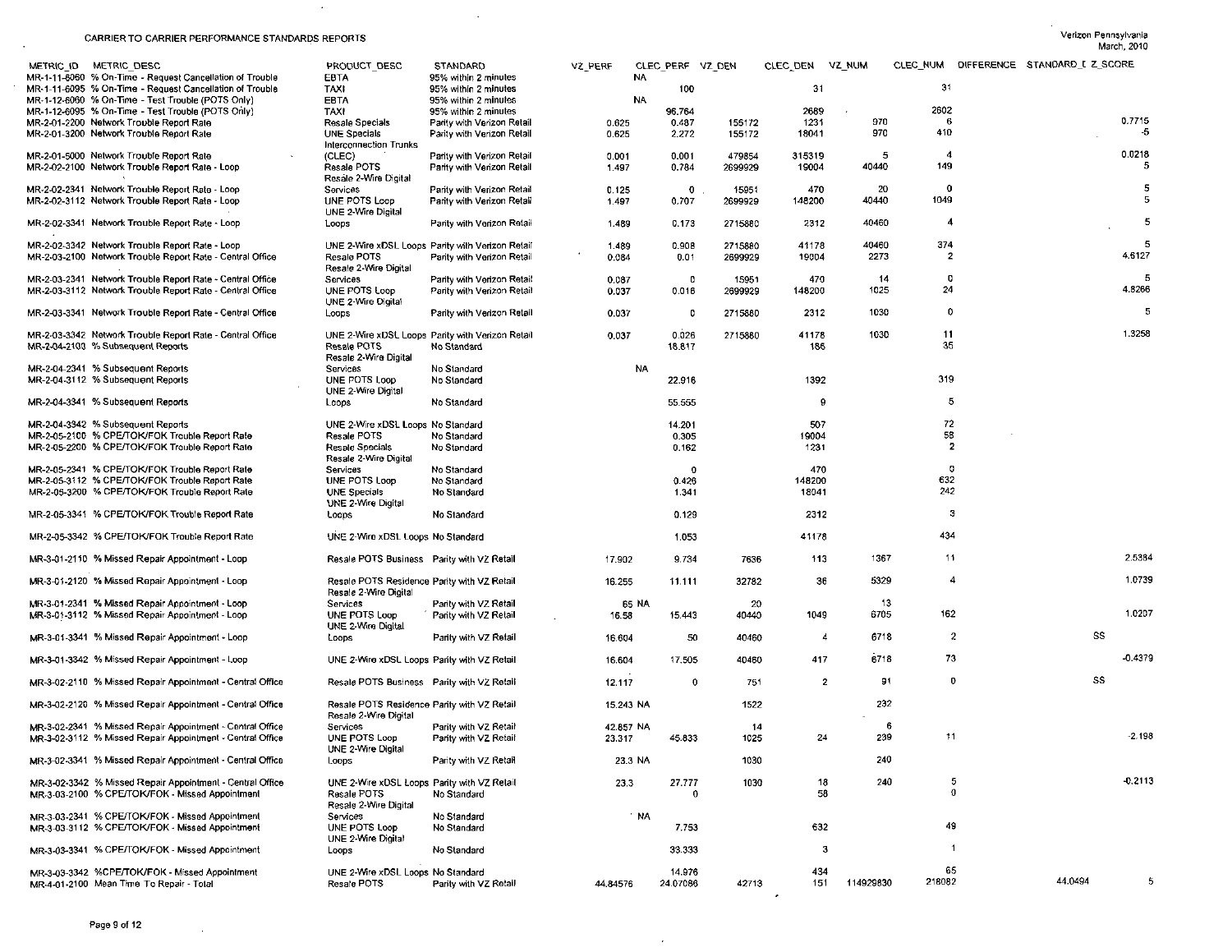# CARRIER TO CARRIER PERFORMANCE STANDARDS REPORTS

Verizon Pennsylvania
March, 2010

| METRIC_ID | METRIC_DESC | PRODUCT_DESC | STANDARD | VZ_PERF | CLEC_PERF | VZ_DEN | CLEC_DEN | VZ_NUM | CLEC_NUM | DIFFERENCE | STANDARD_E | Z_SCORE |
|---|---|---|---|---|---|---|---|---|---|---|---|---|
| MR-1-11-6060 | % On-Time - Request Cancellation of Trouble | EBTA | 95% within 2 minutes | | NA | | | | | | | |
| MR-1-11-6095 | % On-Time - Request Cancellation of Trouble | TAXI | 95% within 2 minutes | | 100 | | 31 | | 31 | | | |
| MR-1-12-6060 | % On-Time - Test Trouble (POTS Only) | EBTA | 95% within 2 minutes | | NA | | | | | | | |
| MR-1-12-6095 | % On-Time - Test Trouble (POTS Only) | TAXI | 95% within 2 minutes | | 96.764 | | 2689 | | 2602 | | | |
| MR-2-01-2200 | Network Trouble Report Rate | Resale Specials | Parity with Verizon Retail | 0.625 | 0.487 | 155172 | 1231 | 970 | 6 | | | 0.7715 |
| MR-2-01-3200 | Network Trouble Report Rate | UNE Specials | Parity with Verizon Retail | 0.625 | 2.272 | 155172 | 18041 | 970 | 410 | | | -5 |
| MR-2-01-5000 | Network Trouble Report Rate | Interconnection Trunks (CLEC) | Parity with Verizon Retail | 0.001 | 0.001 | 479854 | 315319 | 5 | 4 | | | 0.0218 |
| MR-2-02-2100 | Network Trouble Report Rate - Loop | Resale POTS | Parity with Verizon Retail | 1.497 | 0.784 | 2699929 | 19004 | 40440 | 149 | | | 5 |
| MR-2-02-2341 | Network Trouble Report Rate - Loop | Resale 2-Wire Digital Services | Parity with Verizon Retail | 0.125 | 0 | 15951 | 470 | 20 | 0 | | | 5 |
| MR-2-02-3112 | Network Trouble Report Rate - Loop | UNE POTS Loop | Parity with Verizon Retail | 1.497 | 0.707 | 2699929 | 148200 | 40440 | 1049 | | | 5 |
| MR-2-02-3341 | Network Trouble Report Rate - Loop | UNE 2-Wire Digital Loops | Parity with Verizon Retail | 1.489 | 0.173 | 2715880 | 2312 | 40460 | 4 | | | 5 |
| MR-2-02-3342 | Network Trouble Report Rate - Loop | UNE 2-Wire xDSL Loops | Parity with Verizon Retail | 1.489 | 0.908 | 2715880 | 41178 | 40460 | 374 | | | 5 |
| MR-2-03-2100 | Network Trouble Report Rate - Central Office | Resale POTS | Parity with Verizon Retail | 0.084 | 0.01 | 2699929 | 19004 | 2273 | 2 | | | 4.6127 |
| MR-2-03-2341 | Network Trouble Report Rate - Central Office | Resale 2-Wire Digital Services | Parity with Verizon Retail | 0.087 | 0 | 15951 | 470 | 14 | 0 | | | 5 |
| MR-2-03-3112 | Network Trouble Report Rate - Central Office | UNE POTS Loop | Parity with Verizon Retail | 0.037 | 0.016 | 2699929 | 148200 | 1025 | 24 | | | 4.8266 |
| MR-2-03-3341 | Network Trouble Report Rate - Central Office | UNE 2-Wire Digital Loops | Parity with Verizon Retail | 0.037 | 0 | 2715880 | 2312 | 1030 | 0 | | | 5 |
| MR-2-03-3342 | Network Trouble Report Rate - Central Office | UNE 2-Wire xDSL Loops | Parity with Verizon Retail | 0.037 | 0.026 | 2715880 | 41178 | 1030 | 11 | | | 1.3258 |
| MR-2-04-2100 | % Subsequent Reports | Resale POTS | No Standard | | 18.817 | | 186 | | 35 | | | |
| MR-2-04-2341 | % Subsequent Reports | Resale 2-Wire Digital Services | No Standard | | NA | | | | | | | |
| MR-2-04-3112 | % Subsequent Reports | UNE POTS Loop | No Standard | | 22.916 | | 1392 | | 319 | | | |
| MR-2-04-3341 | % Subsequent Reports | UNE 2-Wire Digital Loops | No Standard | | 55.555 | | 9 | | 5 | | | |
| MR-2-04-3342 | % Subsequent Reports | UNE 2-Wire xDSL Loops | No Standard | | 14.201 | | 507 | | 72 | | | |
| MR-2-05-2100 | % CPE/TOK/FOK Trouble Report Rate | Resale POTS | No Standard | | 0.305 | | 19004 | | 58 | | | |
| MR-2-05-2200 | % CPE/TOK/FOK Trouble Report Rate | Resale Specials | No Standard | | 0.162 | | 1231 | | 2 | | | |
| MR-2-05-2341 | % CPE/TOK/FOK Trouble Report Rate | Resale 2-Wire Digital Services | No Standard | | 0 | | 470 | | 0 | | | |
| MR-2-05-3112 | % CPE/TOK/FOK Trouble Report Rate | UNE POTS Loop | No Standard | | 0.426 | | 148200 | | 632 | | | |
| MR-2-05-3200 | % CPE/TOK/FOK Trouble Report Rate | UNE Specials | No Standard | | 1.341 | | 18041 | | 242 | | | |
| MR-2-05-3341 | % CPE/TOK/FOK Trouble Report Rate | UNE 2-Wire Digital Loops | No Standard | | 0.129 | | 2312 | | 3 | | | |
| MR-2-05-3342 | % CPE/TOK/FOK Trouble Report Rate | UNE 2-Wire xDSL Loops | No Standard | | 1.053 | | 41178 | | 434 | | | |
| MR-3-01-2110 | % Missed Repair Appointment - Loop | Resale POTS Business | Parity with VZ Retail | 17.902 | 9.734 | 7636 | 113 | 1367 | 11 | | | 2.5384 |
| MR-3-01-2120 | % Missed Repair Appointment - Loop | Resale POTS Residence | Parity with VZ Retail | 16.255 | 11.111 | 32782 | 36 | 5329 | 4 | | | 1.0739 |
| MR-3-01-2341 | % Missed Repair Appointment - Loop | Resale 2-Wire Digital Services | Parity with VZ Retail | 65 | NA | 20 | | 13 | | | | |
| MR-3-01-3112 | % Missed Repair Appointment - Loop | UNE POTS Loop | Parity with VZ Retail | 16.58 | 15.443 | 40440 | 1049 | 6705 | 162 | | | 1.0207 |
| MR-3-01-3341 | % Missed Repair Appointment - Loop | UNE 2-Wire Digital Loops | Parity with VZ Retail | 16.604 | 50 | 40460 | 4 | 6718 | 2 | | SS | |
| MR-3-01-3342 | % Missed Repair Appointment - Loop | UNE 2-Wire xDSL Loops | Parity with VZ Retail | 16.604 | 17.505 | 40460 | 417 | 6718 | 73 | | | -0.4379 |
| MR-3-02-2110 | % Missed Repair Appointment - Central Office | Resale POTS Business | Parity with VZ Retail | 12.117 | 0 | 751 | 2 | 91 | 0 | | SS | |
| MR-3-02-2120 | % Missed Repair Appointment - Central Office | Resale POTS Residence | Parity with VZ Retail | 15.243 | NA | 1522 | | 232 | | | | |
| MR-3-02-2341 | % Missed Repair Appointment - Central Office | Resale 2-Wire Digital Services | Parity with VZ Retail | 42.857 | NA | 14 | | 6 | | | | |
| MR-3-02-3112 | % Missed Repair Appointment - Central Office | UNE POTS Loop | Parity with VZ Retail | 23.317 | 45.833 | 1025 | 24 | 239 | 11 | | | -2.198 |
| MR-3-02-3341 | % Missed Repair Appointment - Central Office | UNE 2-Wire Digital Loops | Parity with VZ Retail | 23.3 | NA | 1030 | | 240 | | | | |
| MR-3-02-3342 | % Missed Repair Appointment - Central Office | UNE 2-Wire xDSL Loops | Parity with VZ Retail | 23.3 | 27.777 | 1030 | 18 | 240 | 5 | | | -0.2113 |
| MR-3-03-2100 | % CPE/TOK/FOK - Missed Appointment | Resale POTS | No Standard | | 0 | | 58 | | 0 | | | |
| MR-3-03-2341 | % CPE/TOK/FOK - Missed Appointment | Resale 2-Wire Digital Services | No Standard | | NA | | | | | | | |
| MR-3-03-3112 | % CPE/TOK/FOK - Missed Appointment | UNE POTS Loop | No Standard | | 7.753 | | 632 | | 49 | | | |
| MR-3-03-3341 | % CPE/TOK/FOK - Missed Appointment | UNE 2-Wire Digital Loops | No Standard | | 33.333 | | 3 | | 1 | | | |
| MR-3-03-3342 | %CPE/TOK/FOK - Missed Appointment | UNE 2-Wire xDSL Loops | No Standard | | 14.976 | | 434 | | 65 | | | |
| MR-4-01-2100 | Mean Time To Repair - Total | Resale POTS | Parity with VZ Retail | 44.84576 | 24.07086 | 42713 | 151 | 114929830 | 218082 | 44.0494 | | 5 |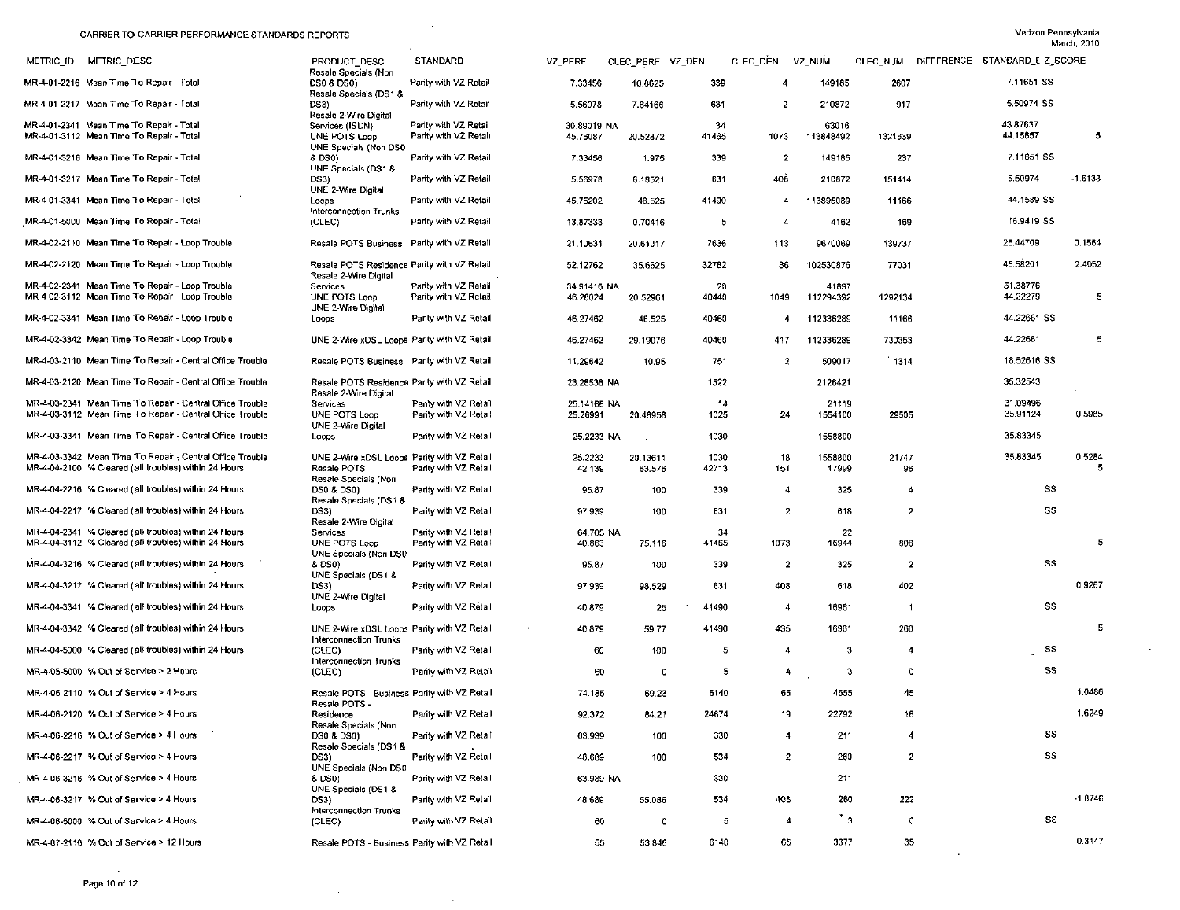CARRIER TO CARRIER PERFORMANCE STANDARDS REPORTS

Verizon Pennsylvania
March, 2010

| METRIC_ID | METRIC_DESC | PRODUCT_DESC | STANDARD | VZ_PERF | CLEC_PERF | VZ_DEN | CLEC_DEN | VZ_NUM | CLEC_NUM | DIFFERENCE | STANDARD_E | Z_SCORE |
|---|---|---|---|---|---|---|---|---|---|---|---|---|
| MR-4-01-2216 | Mean Time To Repair - Total | Resale Specials (Non DS0 & DS0) | Parity with VZ Retail | 7.33456 | 10.8625 | 339 | 4 | 149185 | 2607 | | 7.11651 | SS |
| MR-4-01-2217 | Mean Time To Repair - Total | Resale Specials (DS1 & DS3) | Parity with VZ Retail | 5.56978 | 7.64166 | 631 | 2 | 210872 | 917 | | 5.50974 | SS |
| MR-4-01-2341 | Mean Time To Repair - Total | Resale 2-Wire Digital Services (ISDN) | Parity with VZ Retail | 30.89019 | NA | 34 | | 63016 | | | 43.87637 | |
| MR-4-01-3112 | Mean Time To Repair - Total | UNE POTS Loop | Parity with VZ Retail | 45.76087 | 20.52872 | 41465 | 1073 | 113648492 | 1321639 | | 44.15657 | 5 |
| MR-4-01-3216 | Mean Time To Repair - Total | UNE Specials (Non DS0 & DS0) | Parity with VZ Retail | 7.33456 | 1.975 | 339 | 2 | 149185 | 237 | | 7.11651 | SS |
| MR-4-01-3217 | Mean Time To Repair - Total | UNE Specials (DS1 & DS3) | Parity with VZ Retail | 5.56978 | 6.18521 | 631 | 408 | 210872 | 151414 | | 5.50974 | -1.6138 |
| MR-4-01-3341 | Mean Time To Repair - Total | UNE 2-Wire Digital Loops | Parity with VZ Retail | 45.75202 | 46.525 | 41490 | 4 | 113895089 | 11166 | | 44.1589 | SS |
| MR-4-01-5000 | Mean Time To Repair - Total | Interconnection Trunks (CLEC) | Parity with VZ Retail | 13.87333 | 0.70416 | 5 | 4 | 4162 | 169 | | 16.9419 | SS |
| MR-4-02-2110 | Mean Time To Repair - Loop Trouble | Resale POTS Business | Parity with VZ Retail | 21.10631 | 20.61017 | 7636 | 113 | 9670069 | 139737 | | 25.44709 | 0.1564 |
| MR-4-02-2120 | Mean Time To Repair - Loop Trouble | Resale POTS Residence | Parity with VZ Retail | 52.12762 | 35.6625 | 32782 | 36 | 102530876 | 77031 | | 45.58201 | 2.4052 |
| MR-4-02-2341 | Mean Time To Repair - Loop Trouble | Resale 2-Wire Digital Services | Parity with VZ Retail | 34.91416 | NA | 20 | | 41897 | | | 51.38776 | |
| MR-4-02-3112 | Mean Time To Repair - Loop Trouble | UNE POTS Loop | Parity with VZ Retail | 46.28024 | 20.52961 | 40440 | 1049 | 112294392 | 1292134 | | 44.22279 | 5 |
| MR-4-02-3341 | Mean Time To Repair - Loop Trouble | UNE 2-Wire Digital Loops | Parity with VZ Retail | 46.27462 | 46.525 | 40460 | 4 | 112336289 | 11166 | | 44.22661 | SS |
| MR-4-02-3342 | Mean Time To Repair - Loop Trouble | UNE 2-Wire xDSL Loops | Parity with VZ Retail | 46.27462 | 29.19076 | 40460 | 417 | 112336289 | 730353 | | 44.22661 | 5 |
| MR-4-03-2110 | Mean Time To Repair - Central Office Trouble | Resale POTS Business | Parity with VZ Retail | 11.29642 | 10.95 | 751 | 2 | 509017 | 1314 | | 18.52616 | SS |
| MR-4-03-2120 | Mean Time To Repair - Central Office Trouble | Resale POTS Residence | Parity with VZ Retail | 23.28538 | NA | 1522 | | 2126421 | | | 35.32543 | |
| MR-4-03-2341 | Mean Time To Repair - Central Office Trouble | Resale 2-Wire Digital Services | Parity with VZ Retail | 25.14166 | NA | 14 | | 21119 | | | 31.09496 | |
| MR-4-03-3112 | Mean Time To Repair - Central Office Trouble | UNE POTS Loop | Parity with VZ Retail | 25.26991 | 20.48958 | 1025 | 24 | 1554100 | 29505 | | 35.91124 | 0.5985 |
| MR-4-03-3341 | Mean Time To Repair - Central Office Trouble | UNE 2-Wire Digital Loops | Parity with VZ Retail | 25.2233 | NA | 1030 | | 1558800 | | | 35.83345 | |
| MR-4-03-3342 | Mean Time To Repair - Central Office Trouble | UNE 2-Wire xDSL Loops | Parity with VZ Retail | 25.2233 | 20.13611 | 1030 | 18 | 1558800 | 21747 | | 35.83345 | 0.5284 |
| MR-4-04-2100 | % Cleared (all troubles) within 24 Hours | Resale POTS | Parity with VZ Retail | 42.139 | 63.576 | 42713 | 151 | 17999 | 96 | | | 5 |
| MR-4-04-2216 | % Cleared (all troubles) within 24 Hours | Resale Specials (Non DS0 & DS0) | Parity with VZ Retail | 95.87 | 100 | 339 | 4 | 325 | 4 | | | SS |
| MR-4-04-2217 | % Cleared (all troubles) within 24 Hours | Resale Specials (DS1 & DS3) | Parity with VZ Retail | 97.939 | 100 | 631 | 2 | 618 | 2 | | | SS |
| MR-4-04-2341 | % Cleared (all troubles) within 24 Hours | Resale 2-Wire Digital Services | Parity with VZ Retail | 64.705 | NA | 34 | | 22 | | | | |
| MR-4-04-3112 | % Cleared (all troubles) within 24 Hours | UNE POTS Loop | Parity with VZ Retail | 40.863 | 75.116 | 41465 | 1073 | 16944 | 806 | | | 5 |
| MR-4-04-3216 | % Cleared (all troubles) within 24 Hours | UNE Specials (Non DS0 & DS0) | Parity with VZ Retail | 95.87 | 100 | 339 | 2 | 325 | 2 | | | SS |
| MR-4-04-3217 | % Cleared (all troubles) within 24 Hours | UNE Specials (DS1 & DS3) | Parity with VZ Retail | 97.939 | 98.529 | 631 | 408 | 618 | 402 | | | 0.9267 |
| MR-4-04-3341 | % Cleared (all troubles) within 24 Hours | UNE 2-Wire Digital Loops | Parity with VZ Retail | 40.879 | 25 | 41490 | 4 | 16961 | 1 | | | SS |
| MR-4-04-3342 | % Cleared (all troubles) within 24 Hours | UNE 2-Wire xDSL Loops | Parity with VZ Retail | 40.879 | 59.77 | 41490 | 435 | 16961 | 260 | | | 5 |
| MR-4-04-5000 | % Cleared (all troubles) within 24 Hours | Interconnection Trunks (CLEC) | Parity with VZ Retail | 60 | 100 | 5 | 4 | 3 | 4 | | | SS |
| MR-4-05-5000 | % Out of Service > 2 Hours | Interconnection Trunks (CLEC) | Parity with VZ Retail | 60 | 0 | 5 | 4 | 3 | 0 | | | SS |
| MR-4-06-2110 | % Out of Service > 4 Hours | Resale POTS - Business | Parity with VZ Retail | 74.185 | 69.23 | 6140 | 65 | 4555 | 45 | | | 1.0486 |
| MR-4-06-2120 | % Out of Service > 4 Hours | Resale POTS - Residence | Parity with VZ Retail | 92.372 | 84.21 | 24674 | 19 | 22792 | 16 | | | 1.6249 |
| MR-4-06-2216 | % Out of Service > 4 Hours | Resale Specials (Non DS0 & DS0) | Parity with VZ Retail | 63.939 | 100 | 330 | 4 | 211 | 4 | | | SS |
| MR-4-06-2217 | % Out of Service > 4 Hours | Resale Specials (DS1 & DS3) | Parity with VZ Retail | 48.689 | 100 | 534 | 2 | 260 | 2 | | | SS |
| MR-4-06-3216 | % Out of Service > 4 Hours | UNE Specials (Non DS0 & DS0) | Parity with VZ Retail | 63.939 | NA | 330 | | 211 | | | | |
| MR-4-06-3217 | % Out of Service > 4 Hours | UNE Specials (DS1 & DS3) | Parity with VZ Retail | 48.689 | 55.086 | 534 | 403 | 260 | 222 | | | -1.8746 |
| MR-4-06-5000 | % Out of Service > 4 Hours | Interconnection Trunks (CLEC) | Parity with VZ Retail | 60 | 0 | 5 | 4 | 3 | 0 | | | SS |
| MR-4-07-2110 | % Out of Service > 12 Hours | Resale POTS - Business | Parity with VZ Retail | 55 | 53.846 | 6140 | 65 | 3377 | 35 | | | 0.3147 |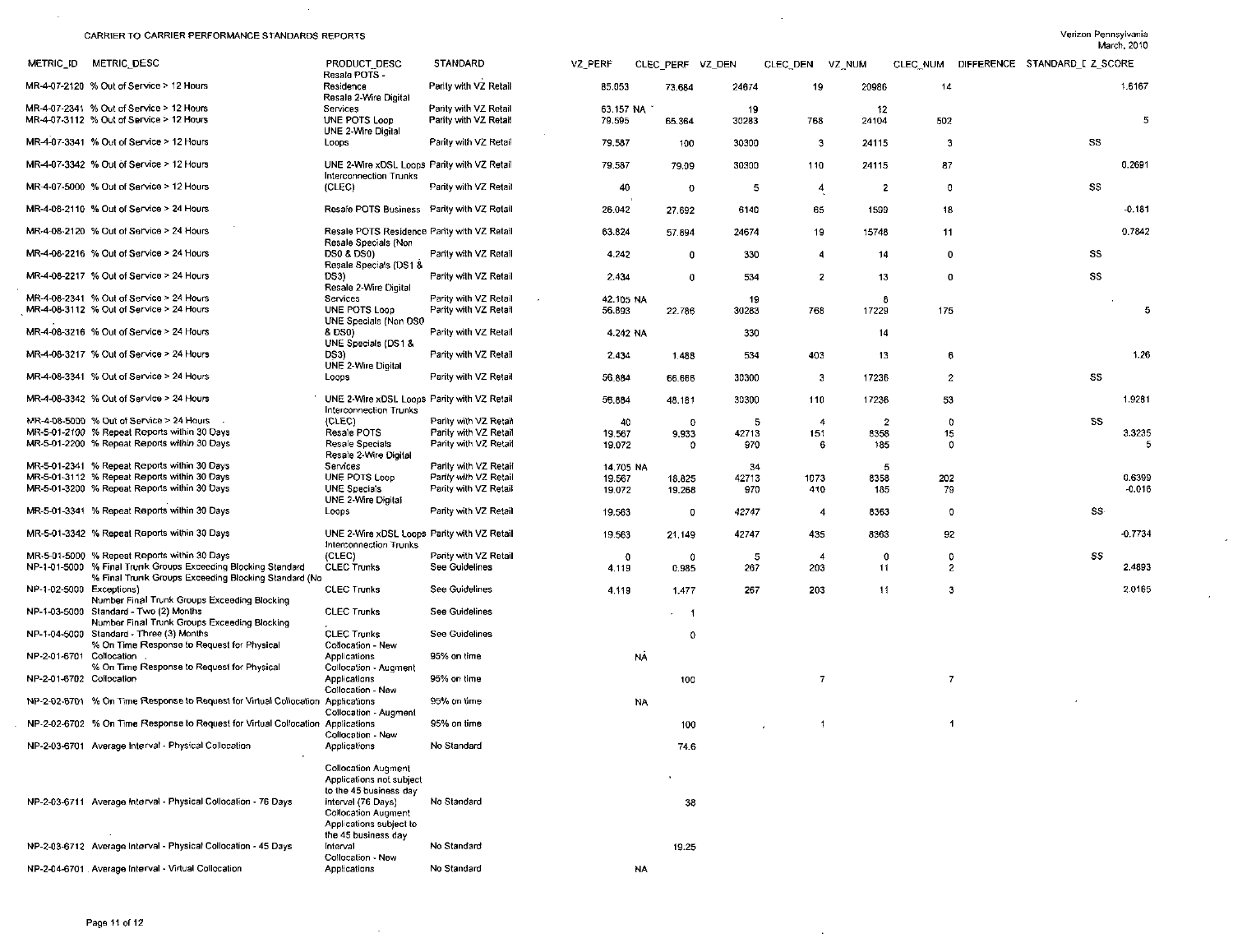CARRIER TO CARRIER PERFORMANCE STANDARDS REPORTS

Verizon Pennsylvania
March, 2010

| METRIC_ID | METRIC_DESC | PRODUCT_DESC | STANDARD | VZ_PERF | CLEC_PERF | VZ_DEN | CLEC_DEN | VZ_NUM | CLEC_NUM | DIFFERENCE | STANDARD_[ | Z_SCORE |
|---|---|---|---|---|---|---|---|---|---|---|---|---|
| MR-4-07-2120 | % Out of Service > 12 Hours | Resale POTS - Residence | Parity with VZ Retail | 85.053 | 73.684 | 24674 | 19 | 20986 | 14 | | | 1.6167 |
| MR-4-07-2341 | % Out of Service > 12 Hours | Resale 2-Wire Digital Services | Parity with VZ Retail | 63.157 | NA | 19 | | 12 | | | | |
| MR-4-07-3112 | % Out of Service > 12 Hours | UNE POTS Loop | Parity with VZ Retail | 79.595 | 65.364 | 30283 | 768 | 24104 | 502 | | | 5 |
| MR-4-07-3341 | % Out of Service > 12 Hours | UNE 2-Wire Digital Loops | Parity with VZ Retail | 79.587 | 100 | 30300 | 3 | 24115 | 3 | | SS | |
| MR-4-07-3342 | % Out of Service > 12 Hours | UNE 2-Wire xDSL Loops | Parity with VZ Retail | 79.587 | 79.09 | 30300 | 110 | 24115 | 87 | | | 0.2691 |
| MR-4-07-5000 | % Out of Service > 12 Hours | Interconnection Trunks (CLEC) | Parity with VZ Retail | 40 | 0 | 5 | 4 | 2 | 0 | | SS | |
| MR-4-08-2110 | % Out of Service > 24 Hours | Resale POTS Business | Parity with VZ Retail | 26.042 | 27.692 | 6140 | 65 | 1599 | 18 | | | -0.181 |
| MR-4-08-2120 | % Out of Service > 24 Hours | Resale POTS Residence | Parity with VZ Retail | 63.824 | 57.894 | 24674 | 19 | 15748 | 11 | | | 0.7842 |
| MR-4-08-2216 | % Out of Service > 24 Hours | Resale Specials (Non DS0 & DS0) | Parity with VZ Retail | 4.242 | 0 | 330 | 4 | 14 | 0 | | SS | |
| MR-4-08-2217 | % Out of Service > 24 Hours | Resale Specials (DS1 & DS3) | Parity with VZ Retail | 2.434 | 0 | 534 | 2 | 13 | 0 | | SS | |
| MR-4-08-2341 | % Out of Service > 24 Hours | Resale 2-Wire Digital Services | Parity with VZ Retail | 42.105 | NA | 19 | | 8 | | | | |
| MR-4-08-3112 | % Out of Service > 24 Hours | UNE POTS Loop | Parity with VZ Retail | 56.893 | 22.786 | 30283 | 768 | 17229 | 175 | | | 5 |
| MR-4-08-3216 | % Out of Service > 24 Hours | UNE Specials (Non DS0 & DS0) | Parity with VZ Retail | 4.242 | NA | 330 | | 14 | | | | |
| MR-4-08-3217 | % Out of Service > 24 Hours | UNE Specials (DS1 & DS3) | Parity with VZ Retail | 2.434 | 1.488 | 534 | 403 | 13 | 6 | | | 1.26 |
| MR-4-08-3341 | % Out of Service > 24 Hours | UNE 2-Wire Digital Loops | Parity with VZ Retail | 56.884 | 66.666 | 30300 | 3 | 17236 | 2 | | SS | |
| MR-4-08-3342 | % Out of Service > 24 Hours | UNE 2-Wire xDSL Loops | Parity with VZ Retail | 56.884 | 48.181 | 30300 | 110 | 17236 | 53 | | | 1.9281 |
| MR-4-08-5000 | % Out of Service > 24 Hours | Interconnection Trunks (CLEC) | Parity with VZ Retail | 40 | 0 | 5 | 4 | 2 | 0 | | SS | |
| MR-5-01-2100 | % Repeat Reports within 30 Days | Resale POTS | Parity with VZ Retail | 19.567 | 9.933 | 42713 | 151 | 8358 | 15 | | | 3.3235 |
| MR-5-01-2200 | % Repeat Reports within 30 Days | Resale Specials | Parity with VZ Retail | 19.072 | 0 | 970 | 6 | 185 | 0 | | | 5 |
| MR-5-01-2341 | % Repeat Reports within 30 Days | Resale 2-Wire Digital Services | Parity with VZ Retail | 14.705 | NA | 34 | | 5 | | | | |
| MR-5-01-3112 | % Repeat Reports within 30 Days | UNE POTS Loop | Parity with VZ Retail | 19.567 | 18.825 | 42713 | 1073 | 8358 | 202 | | | 0.6399 |
| MR-5-01-3200 | % Repeat Reports within 30 Days | UNE Specials | Parity with VZ Retail | 19.072 | 19.268 | 970 | 410 | 185 | 79 | | | -0.016 |
| MR-5-01-3341 | % Repeat Reports within 30 Days | UNE 2-Wire Digital Loops | Parity with VZ Retail | 19.563 | 0 | 42747 | 4 | 8363 | 0 | | SS | |
| MR-5-01-3342 | % Repeat Reports within 30 Days | UNE 2-Wire xDSL Loops | Parity with VZ Retail | 19.563 | 21.149 | 42747 | 435 | 8363 | 92 | | | -0.7734 |
| MR-5-01-5000 | % Repeat Reports within 30 Days | Interconnection Trunks (CLEC) | Parity with VZ Retail | 0 | 0 | 5 | 4 | 0 | 0 | | SS | |
| NP-1-01-5000 | % Final Trunk Groups Exceeding Blocking Standard | CLEC Trunks | See Guidelines | 4.119 | 0.985 | 267 | 203 | 11 | 2 | | | 2.4893 |
| NP-1-02-5000 | % Final Trunk Groups Exceeding Blocking Standard (No Exceptions) | CLEC Trunks | See Guidelines | 4.119 | 1.477 | 267 | 203 | 11 | 3 | | | 2.0165 |
| NP-1-03-5000 | Number Final Trunk Groups Exceeding Blocking Standard - Two (2) Months | CLEC Trunks | See Guidelines | | 1 | | | | | | | |
| NP-1-04-5000 | Number Final Trunk Groups Exceeding Blocking Standard - Three (3) Months | CLEC Trunks | See Guidelines | | 0 | | | | | | | |
| NP-2-01-6701 | % On Time Response to Request for Physical Collocation | Collocation - New Applications | 95% on time | | NA | | | | | | | |
| NP-2-01-6702 | % On Time Response to Request for Physical Collocation | Collocation - Augment Applications | 95% on time | | 100 | | 7 | | 7 | | | |
| NP-2-02-6701 | % On Time Response to Request for Virtual Collocation | Collocation - New Applications | 95% on time | | NA | | | | | | | |
| NP-2-02-6702 | % On Time Response to Request for Virtual Collocation | Collocation - Augment Applications | 95% on time | | 100 | | 1 | | 1 | | | |
| NP-2-03-6701 | Average Interval - Physical Collocation | Collocation - New Applications | No Standard | | 74.6 | | | | | | | |
| NP-2-03-6711 | Average Interval - Physical Collocation - 76 Days | Collocation Augment Applications not subject to the 45 business day interval (76 Days) | No Standard | | 38 | | | | | | | |
| NP-2-03-6712 | Average Interval - Physical Collocation - 45 Days | Collocation Augment Applications subject to the 45 business day interval | No Standard | | 19.25 | | | | | | | |
| NP-2-04-6701 | Average Interval - Virtual Collocation | Collocation - New Applications | No Standard | | NA | | | | | | | |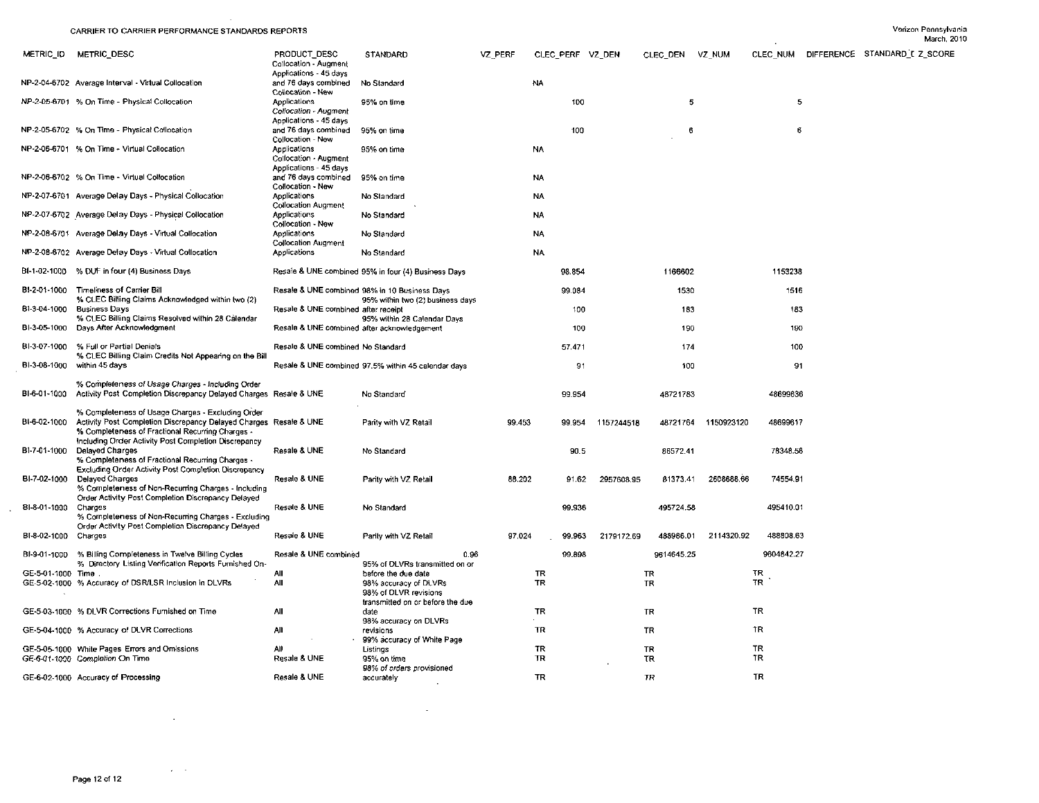| METRIC_ID | METRIC_DESC | PRODUCT_DESC | STANDARD | VZ_PERF | CLEC_PERF | VZ_DEN | CLEC_DEN | VZ_NUM | CLEC_NUM | DIFFERENCE | STANDARD_D | Z_SCORE |
|---|---|---|---|---|---|---|---|---|---|---|---|---|
| NP-2-04-6702 | Average Interval - Virtual Collocation | Collocation - Augment Applications - 45 days and 76 days combined | No Standard | | NA | | | | | | | |
| NP-2-05-6701 | % On Time - Physical Collocation | Collocation - New Applications | 95% on time | | 100 | | 5 | | 5 | | | |
| NP-2-05-6702 | % On Time - Physical Collocation | Collocation - Augment Applications - 45 days and 76 days combined | 95% on time | | 100 | | 6 | | 6 | | | |
| NP-2-06-6701 | % On Time - Virtual Collocation | Collocation - New Applications | 95% on time | | NA | | | | | | | |
| NP-2-06-6702 | % On Time - Virtual Collocation | Collocation - Augment Applications - 45 days and 76 days combined | 95% on time | | NA | | | | | | | |
| NP-2-07-6701 | Average Delay Days - Physical Collocation | Collocation - New Applications | No Standard | | NA | | | | | | | |
| NP-2-07-6702 | Average Delay Days - Physical Collocation | Collocation Augment Applications | No Standard | | NA | | | | | | | |
| NP-2-08-6701 | Average Delay Days - Virtual Collocation | Collocation - New Applications | No Standard | | NA | | | | | | | |
| NP-2-08-6702 | Average Delay Days - Virtual Collocation | Collocation Augment Applications | No Standard | | NA | | | | | | | |
| BI-1-02-1000 | % DUF in four (4) Business Days | Resale & UNE combined | 95% in four (4) Business Days | | 98.854 | | 1166602 | | 1153238 | | | |
| BI-2-01-1000 | Timeliness of Carrier Bill | Resale & UNE combined | 98% in 10 Business Days | | 99.084 | | 1530 | | 1516 | | | |
| BI-3-04-1000 | % CLEC Billing Claims Acknowledged within two (2) Business Days | Resale & UNE combined | 95% within two (2) business days after receipt | | 100 | | 183 | | 183 | | | |
| BI-3-05-1000 | % CLEC Billing Claims Resolved within 28 Calendar Days After Acknowledgment | Resale & UNE combined | 95% within 28 Calendar Days after acknowledgement | | 100 | | 190 | | 190 | | | |
| BI-3-07-1000 | % Full or Partial Denials | Resale & UNE combined | No Standard | | 57.471 | | 174 | | 100 | | | |
| BI-3-08-1000 | % CLEC Billing Claim Credits Not Appearing on the Bill within 45 days | Resale & UNE combined | 97.5% within 45 calendar days | | 91 | | 100 | | 91 | | | |
| BI-6-01-1000 | % Completeness of Usage Charges - Including Order Activity Post Completion Discrepancy Delayed Charges | Resale & UNE | No Standard | | 99.954 | | 48721783 | | 48699636 | | | |
| BI-6-02-1000 | % Completeness of Usage Charges - Excluding Order Activity Post Completion Discrepancy Delayed Charges | Resale & UNE | Parity with VZ Retail | 99.453 | 99.954 | 1157244518 | 48721764 | 1150923120 | 48699617 | | | |
| BI-7-01-1000 | % Completeness of Fractional Recurring Charges - Including Order Activity Post Completion Discrepancy Delayed Charges | Resale & UNE | No Standard | | 90.5 | | 86572.41 | | 78348.58 | | | |
| BI-7-02-1000 | % Completeness of Fractional Recurring Charges - Excluding Order Activity Post Completion Discrepancy Delayed Charges | Resale & UNE | Parity with VZ Retail | 88.202 | 91.62 | 2957608.95 | 81373.41 | 2608688.66 | 74554.91 | | | |
| BI-8-01-1000 | % Completeness of Non-Recurring Charges - Including Order Activity Post Completion Discrepancy Delayed Charges | Resale & UNE | No Standard | | 99.936 | | 495724.58 | | 495410.01 | | | |
| BI-8-02-1000 | % Completeness of Non-Recurring Charges - Excluding Order Activity Post Completion Discrepancy Delayed Charges | Resale & UNE | Parity with VZ Retail | 97.024 | 99.963 | 2179172.69 | 488986.01 | 2114320.92 | 488808.63 | | | |
| BI-9-01-1000 | % Billing Completeness in Twelve Billing Cycles | Resale & UNE combined | 0.96 | | 99.898 | | 9614645.25 | | 9604842.27 | | | |
| GE-5-01-1000 | % Directory Listing Verification Reports Furnished On-Time | All | 95% of DLVRs transmitted on or before the due date | | TR | | TR | | TR | | | |
| GE-5-02-1000 | % Accuracy of DSR/LSR Inclusion in DLVRs | All | 98% accuracy of DLVRs | | TR | | TR | | TR | | | |
| GE-5-03-1000 | % DLVR Corrections Furnished on Time | All | 98% of DLVR revisions transmitted on or before the due date | | TR | | TR | | TR | | | |
| GE-5-04-1000 | % Accuracy of DLVR Corrections | All | 98% accuracy on DLVRs revisions | | TR | | TR | | TR | | | |
| GE-5-05-1000 | White Pages Errors and Omissions | All | 99% accuracy of White Page Listings | | TR | | TR | | TR | | | |
| GE-6-01-1000 | Completion On Time | Resale & UNE | 95% on time | | TR | | TR | | TR | | | |
| GE-6-02-1000 | Accuracy of Processing | Resale & UNE | 98% of orders provisioned accurately | | TR | | TR | | TR | | | |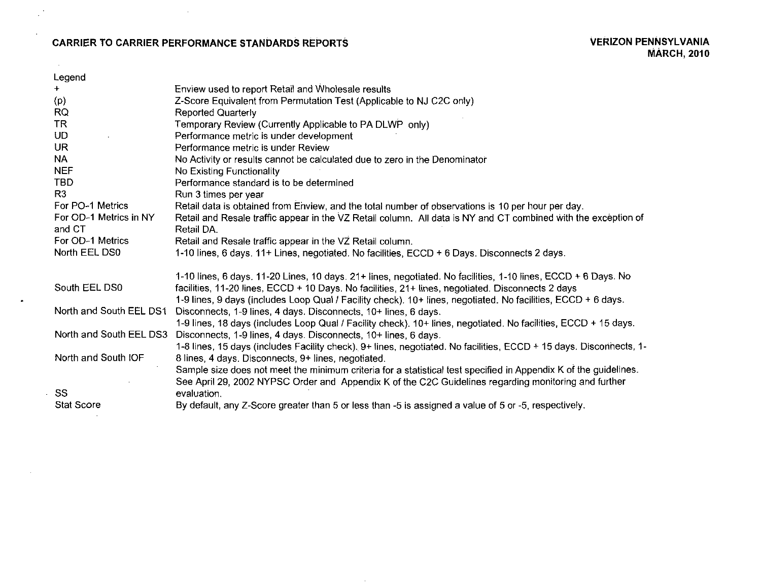**CARRIER TO CARRIER PERFORMANCE STANDARDS REPORTS**

**VERIZON PENNSYLVANIA**
**MARCH, 2010**

Legend

| | |
|---|---|
| + | Enview used to report Retail and Wholesale results |
| (p) | Z-Score Equivalent from Permutation Test (Applicable to NJ C2C only) |
| RQ | Reported Quarterly |
| TR | Temporary Review (Currently Applicable to PA DLWP only) |
| UD | Performance metric is under development |
| UR | Performance metric is under Review |
| NA | No Activity or results cannot be calculated due to zero in the Denominator |
| NEF | No Existing Functionality |
| TBD | Performance standard is to be determined |
| R3 | Run 3 times per year |
| For PO-1 Metrics | Retail data is obtained from Enview, and the total number of observations is 10 per hour per day. |
| For OD-1 Metrics in NY and CT | Retail and Resale traffic appear in the VZ Retail column. All data is NY and CT combined with the exception of Retail DA. |
| For OD-1 Metrics | Retail and Resale traffic appear in the VZ Retail column. |
| North EEL DS0 | 1-10 lines, 6 days. 11+ Lines, negotiated. No facilities, ECCD + 6 Days. Disconnects 2 days. |
| South EEL DS0 | 1-10 lines, 6 days. 11-20 Lines, 10 days. 21+ lines, negotiated. No facilities, 1-10 lines, ECCD + 6 Days. No facilities, 11-20 lines, ECCD + 10 Days. No facilities, 21+ lines, negotiated. Disconnects 2 days |
| North and South EEL DS1 | 1-9 lines, 9 days (includes Loop Qual / Facility check). 10+ lines, negotiated. No facilities, ECCD + 6 days. Disconnects, 1-9 lines, 4 days. Disconnects, 10+ lines, 6 days. |
| North and South EEL DS3 | 1-9 lines, 18 days (includes Loop Qual / Facility check). 10+ lines, negotiated. No facilities, ECCD + 15 days. Disconnects, 1-9 lines, 4 days. Disconnects, 10+ lines, 6 days. |
| North and South IOF | 1-8 lines, 15 days (includes Facility check). 9+ lines, negotiated. No facilities, ECCD + 15 days. Disconnects, 1-8 lines, 4 days. Disconnects, 9+ lines, negotiated. |
| SS | Sample size does not meet the minimum criteria for a statistical test specified in Appendix K of the guidelines. See April 29, 2002 NYPSC Order and Appendix K of the C2C Guidelines regarding monitoring and further evaluation. |
| Stat Score | By default, any Z-Score greater than 5 or less than -5 is assigned a value of 5 or -5, respectively. |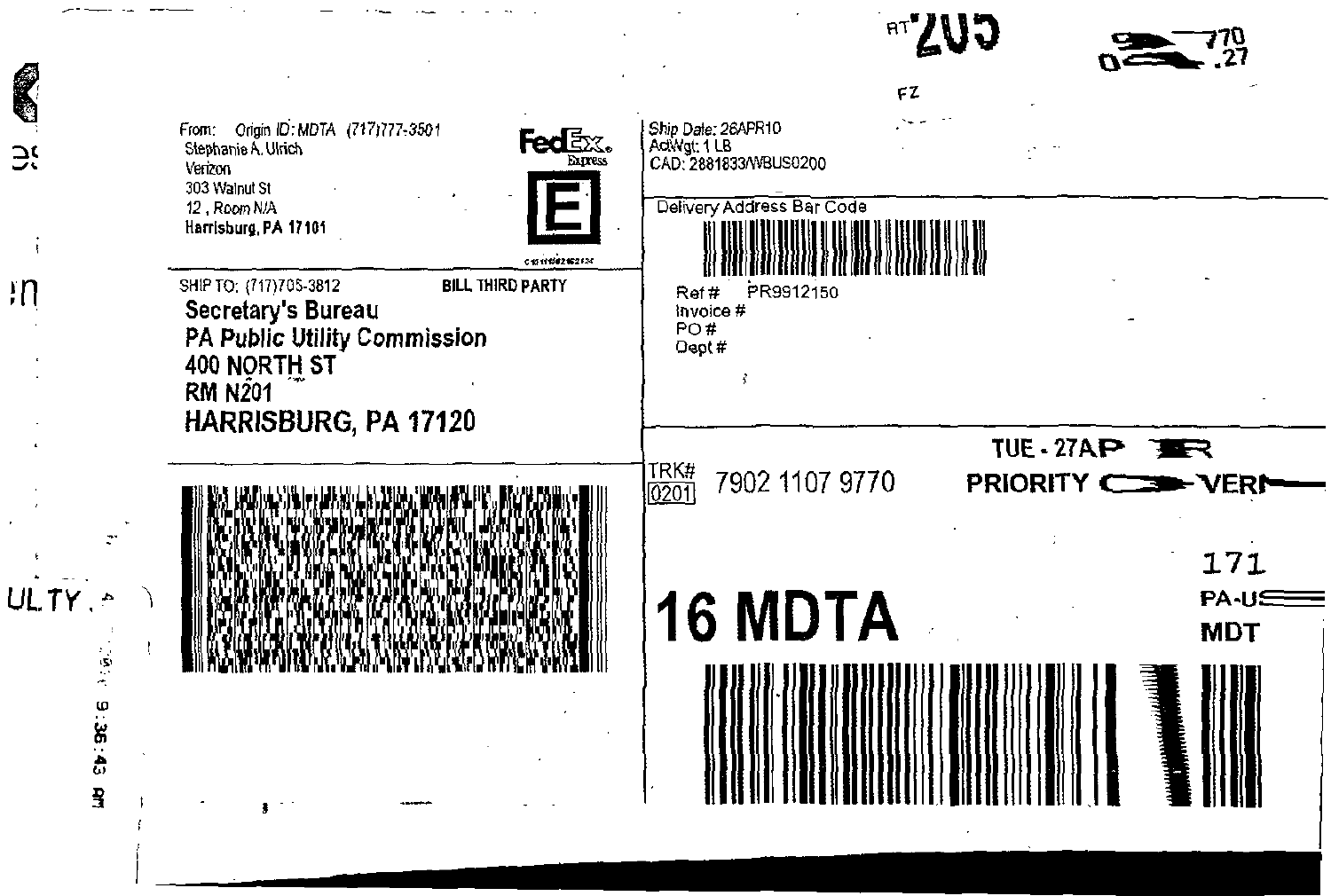RT 205

FZ

770
.27

From: Origin ID: MDTA (717)777-3501
Stephanie A. Ulrich
Verizon
303 Walnut St
12 , Room N/A
Harrisburg, PA 17101

FedEx Express

E

Ship Date: 26APR10
ActWgt: 1 LB
CAD: 2881833/WBUS0200

Delivery Address Bar Code

SHIP TO: (717)705-3812 BILL THIRD PARTY

**Secretary's Bureau**
**PA Public Utility Commission**
**400 NORTH ST**
**RM N201**
**HARRISBURG, PA 17120**

Ref # PR9912150
Invoice #
PO #
Dept #

TRK# 0201 7902 1107 9770

TUE - 27APR
PRIORITY OVERNIGHT

171
PA-US
MDT

**16 MDTA**

9:36:43 am